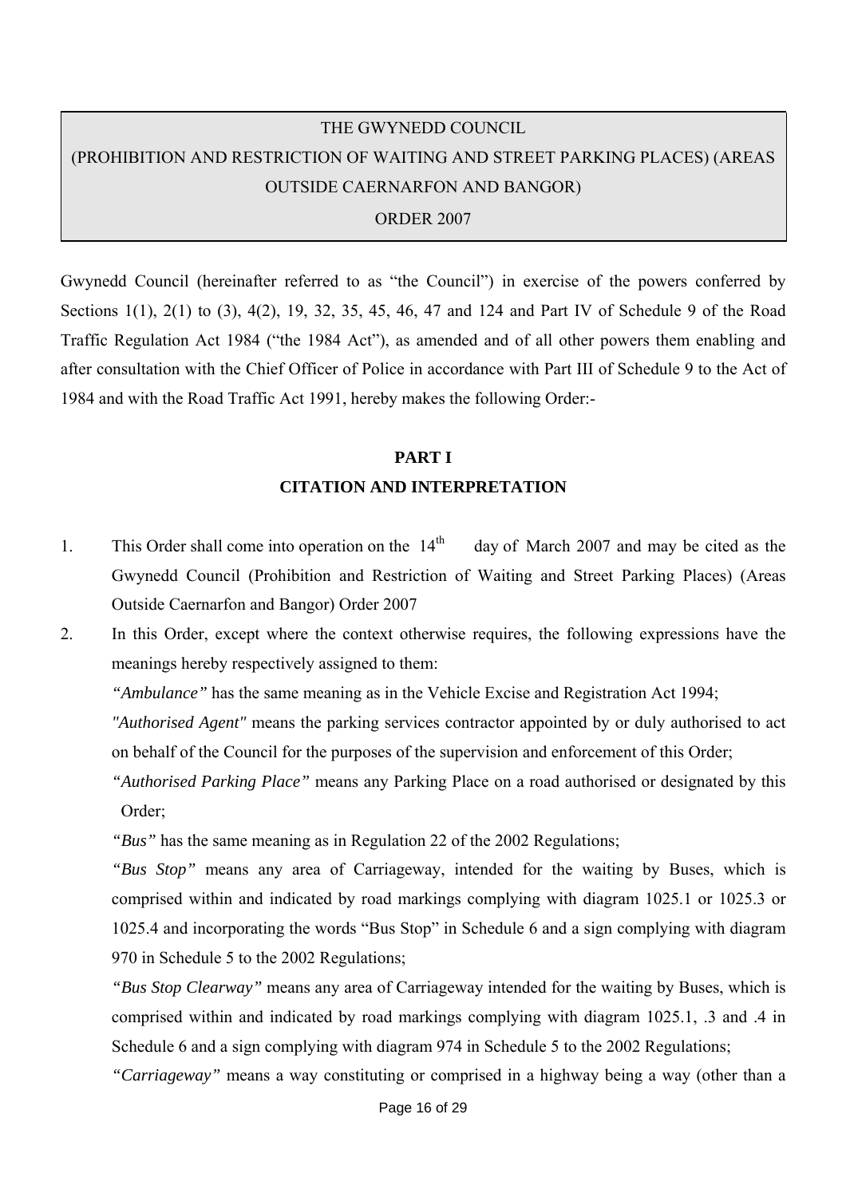# THE GWYNEDD COUNCIL
# (PROHIBITION AND RESTRICTION OF WAITING AND STREET PARKING PLACES) (AREAS OUTSIDE CAERNARFON AND BANGOR)
# ORDER 2007

Gwynedd Council (hereinafter referred to as "the Council") in exercise of the powers conferred by Sections 1(1), 2(1) to (3), 4(2), 19, 32, 35, 45, 46, 47 and 124 and Part IV of Schedule 9 of the Road Traffic Regulation Act 1984 ("the 1984 Act"), as amended and of all other powers them enabling and after consultation with the Chief Officer of Police in accordance with Part III of Schedule 9 to the Act of 1984 and with the Road Traffic Act 1991, hereby makes the following Order:-

## PART I
## CITATION AND INTERPRETATION

1. This Order shall come into operation on the 14th day of March 2007 and may be cited as the Gwynedd Council (Prohibition and Restriction of Waiting and Street Parking Places) (Areas Outside Caernarfon and Bangor) Order 2007

2. In this Order, except where the context otherwise requires, the following expressions have the meanings hereby respectively assigned to them:

   *"Ambulance"* has the same meaning as in the Vehicle Excise and Registration Act 1994;

   *"Authorised Agent"* means the parking services contractor appointed by or duly authorised to act on behalf of the Council for the purposes of the supervision and enforcement of this Order;

   *"Authorised Parking Place"* means any Parking Place on a road authorised or designated by this Order;

   *"Bus"* has the same meaning as in Regulation 22 of the 2002 Regulations;

   *"Bus Stop"* means any area of Carriageway, intended for the waiting by Buses, which is comprised within and indicated by road markings complying with diagram 1025.1 or 1025.3 or 1025.4 and incorporating the words "Bus Stop" in Schedule 6 and a sign complying with diagram 970 in Schedule 5 to the 2002 Regulations;

   *"Bus Stop Clearway"* means any area of Carriageway intended for the waiting by Buses, which is comprised within and indicated by road markings complying with diagram 1025.1, .3 and .4 in Schedule 6 and a sign complying with diagram 974 in Schedule 5 to the 2002 Regulations;

   *"Carriageway"* means a way constituting or comprised in a highway being a way (other than a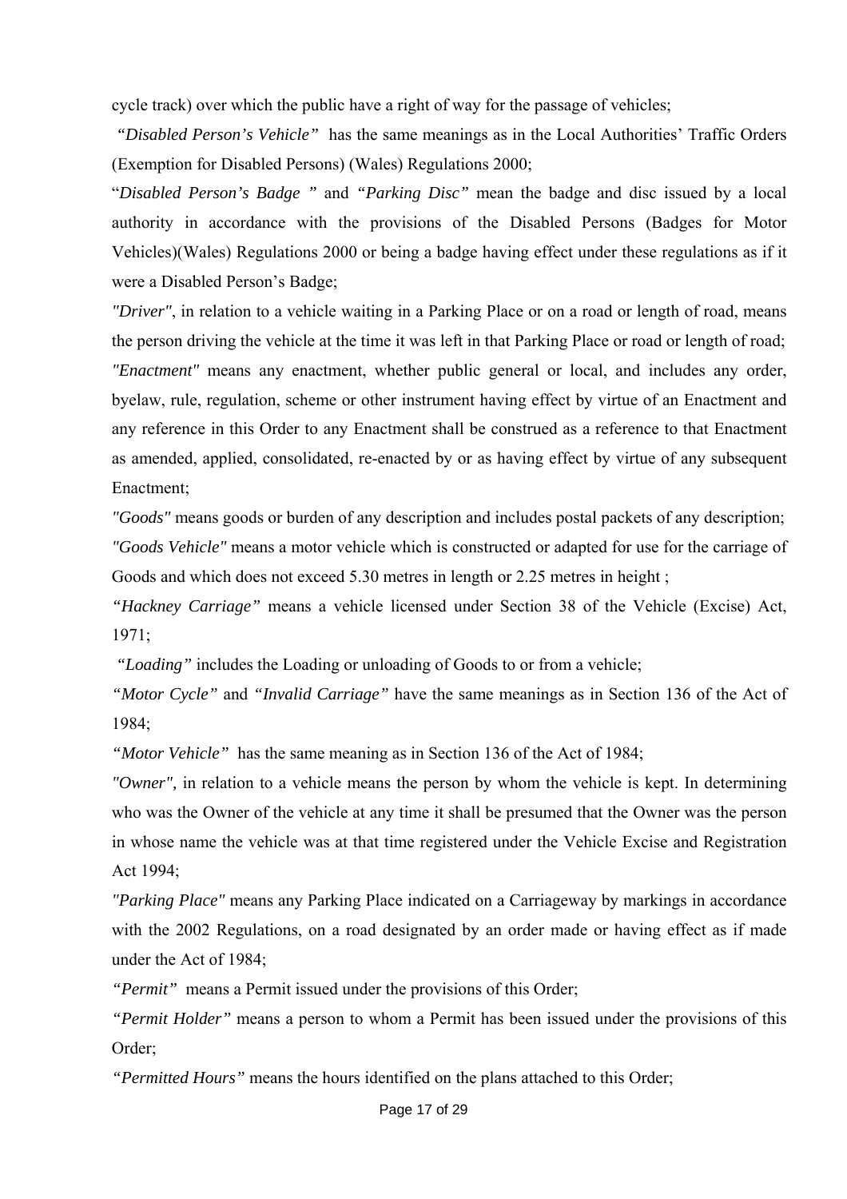cycle track) over which the public have a right of way for the passage of vehicles;

*"Disabled Person's Vehicle"* has the same meanings as in the Local Authorities' Traffic Orders (Exemption for Disabled Persons) (Wales) Regulations 2000;

"*Disabled Person's Badge* " and *"Parking Disc"* mean the badge and disc issued by a local authority in accordance with the provisions of the Disabled Persons (Badges for Motor Vehicles)(Wales) Regulations 2000 or being a badge having effect under these regulations as if it were a Disabled Person's Badge;

*"Driver"*, in relation to a vehicle waiting in a Parking Place or on a road or length of road, means the person driving the vehicle at the time it was left in that Parking Place or road or length of road;

*"Enactment"* means any enactment, whether public general or local, and includes any order, byelaw, rule, regulation, scheme or other instrument having effect by virtue of an Enactment and any reference in this Order to any Enactment shall be construed as a reference to that Enactment as amended, applied, consolidated, re-enacted by or as having effect by virtue of any subsequent Enactment;

*"Goods"* means goods or burden of any description and includes postal packets of any description;

*"Goods Vehicle"* means a motor vehicle which is constructed or adapted for use for the carriage of Goods and which does not exceed 5.30 metres in length or 2.25 metres in height ;

*"Hackney Carriage"* means a vehicle licensed under Section 38 of the Vehicle (Excise) Act, 1971;

*"Loading"* includes the Loading or unloading of Goods to or from a vehicle;

*"Motor Cycle"* and *"Invalid Carriage"* have the same meanings as in Section 136 of the Act of 1984;

*"Motor Vehicle"* has the same meaning as in Section 136 of the Act of 1984;

*"Owner",* in relation to a vehicle means the person by whom the vehicle is kept. In determining who was the Owner of the vehicle at any time it shall be presumed that the Owner was the person in whose name the vehicle was at that time registered under the Vehicle Excise and Registration Act 1994;

*"Parking Place"* means any Parking Place indicated on a Carriageway by markings in accordance with the 2002 Regulations, on a road designated by an order made or having effect as if made under the Act of 1984;

*"Permit"* means a Permit issued under the provisions of this Order;

*"Permit Holder"* means a person to whom a Permit has been issued under the provisions of this Order;

*"Permitted Hours"* means the hours identified on the plans attached to this Order;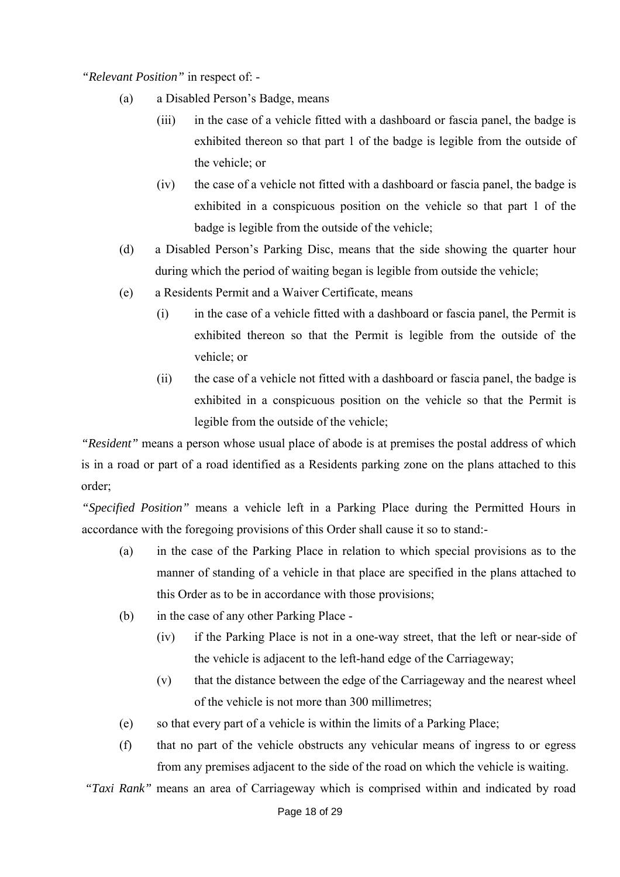*"Relevant Position"* in respect of: -

(a) a Disabled Person's Badge, means

(iii) in the case of a vehicle fitted with a dashboard or fascia panel, the badge is exhibited thereon so that part 1 of the badge is legible from the outside of the vehicle; or

(iv) the case of a vehicle not fitted with a dashboard or fascia panel, the badge is exhibited in a conspicuous position on the vehicle so that part 1 of the badge is legible from the outside of the vehicle;

(d) a Disabled Person's Parking Disc, means that the side showing the quarter hour during which the period of waiting began is legible from outside the vehicle;

(e) a Residents Permit and a Waiver Certificate, means

(i) in the case of a vehicle fitted with a dashboard or fascia panel, the Permit is exhibited thereon so that the Permit is legible from the outside of the vehicle; or

(ii) the case of a vehicle not fitted with a dashboard or fascia panel, the badge is exhibited in a conspicuous position on the vehicle so that the Permit is legible from the outside of the vehicle;

*"Resident"* means a person whose usual place of abode is at premises the postal address of which is in a road or part of a road identified as a Residents parking zone on the plans attached to this order;

*"Specified Position"* means a vehicle left in a Parking Place during the Permitted Hours in accordance with the foregoing provisions of this Order shall cause it so to stand:-

(a) in the case of the Parking Place in relation to which special provisions as to the manner of standing of a vehicle in that place are specified in the plans attached to this Order as to be in accordance with those provisions;

(b) in the case of any other Parking Place -

(iv) if the Parking Place is not in a one-way street, that the left or near-side of the vehicle is adjacent to the left-hand edge of the Carriageway;

(v) that the distance between the edge of the Carriageway and the nearest wheel of the vehicle is not more than 300 millimetres;

(e) so that every part of a vehicle is within the limits of a Parking Place;

(f) that no part of the vehicle obstructs any vehicular means of ingress to or egress from any premises adjacent to the side of the road on which the vehicle is waiting.

*"Taxi Rank"* means an area of Carriageway which is comprised within and indicated by road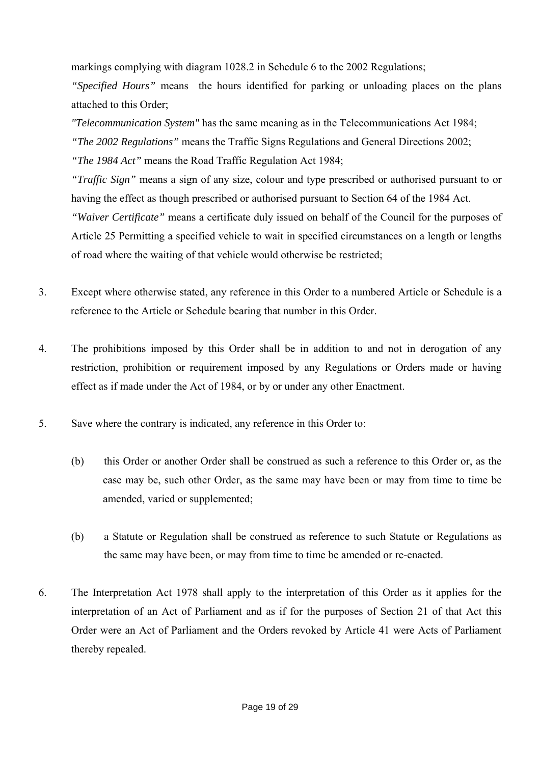markings complying with diagram 1028.2 in Schedule 6 to the 2002 Regulations;

*"Specified Hours"* means the hours identified for parking or unloading places on the plans attached to this Order;

*"Telecommunication System"* has the same meaning as in the Telecommunications Act 1984;

*"The 2002 Regulations"* means the Traffic Signs Regulations and General Directions 2002;

*"The 1984 Act"* means the Road Traffic Regulation Act 1984;

*"Traffic Sign"* means a sign of any size, colour and type prescribed or authorised pursuant to or having the effect as though prescribed or authorised pursuant to Section 64 of the 1984 Act.

*"Waiver Certificate"* means a certificate duly issued on behalf of the Council for the purposes of Article 25 Permitting a specified vehicle to wait in specified circumstances on a length or lengths of road where the waiting of that vehicle would otherwise be restricted;

3. Except where otherwise stated, any reference in this Order to a numbered Article or Schedule is a reference to the Article or Schedule bearing that number in this Order.

4. The prohibitions imposed by this Order shall be in addition to and not in derogation of any restriction, prohibition or requirement imposed by any Regulations or Orders made or having effect as if made under the Act of 1984, or by or under any other Enactment.

5. Save where the contrary is indicated, any reference in this Order to:

   (b) this Order or another Order shall be construed as such a reference to this Order or, as the case may be, such other Order, as the same may have been or may from time to time be amended, varied or supplemented;

   (b) a Statute or Regulation shall be construed as reference to such Statute or Regulations as the same may have been, or may from time to time be amended or re-enacted.

6. The Interpretation Act 1978 shall apply to the interpretation of this Order as it applies for the interpretation of an Act of Parliament and as if for the purposes of Section 21 of that Act this Order were an Act of Parliament and the Orders revoked by Article 41 were Acts of Parliament thereby repealed.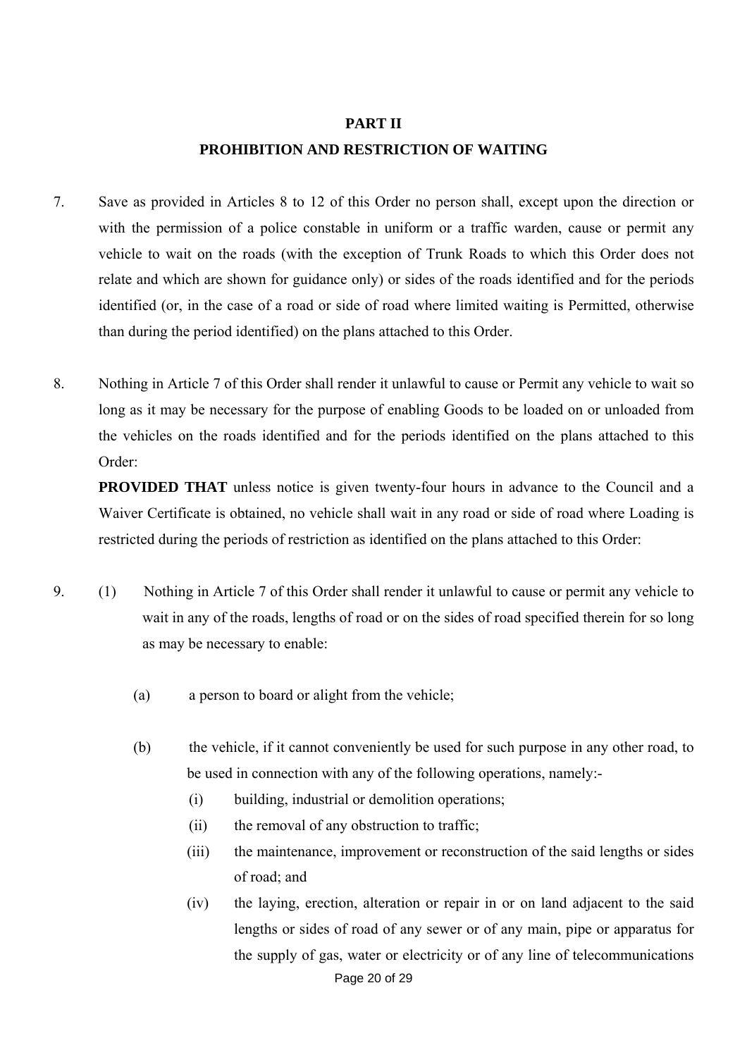## PART II
## PROHIBITION AND RESTRICTION OF WAITING

7. Save as provided in Articles 8 to 12 of this Order no person shall, except upon the direction or with the permission of a police constable in uniform or a traffic warden, cause or permit any vehicle to wait on the roads (with the exception of Trunk Roads to which this Order does not relate and which are shown for guidance only) or sides of the roads identified and for the periods identified (or, in the case of a road or side of road where limited waiting is Permitted, otherwise than during the period identified) on the plans attached to this Order.

8. Nothing in Article 7 of this Order shall render it unlawful to cause or Permit any vehicle to wait so long as it may be necessary for the purpose of enabling Goods to be loaded on or unloaded from the vehicles on the roads identified and for the periods identified on the plans attached to this Order:

   **PROVIDED THAT** unless notice is given twenty-four hours in advance to the Council and a Waiver Certificate is obtained, no vehicle shall wait in any road or side of road where Loading is restricted during the periods of restriction as identified on the plans attached to this Order:

9. (1) Nothing in Article 7 of this Order shall render it unlawful to cause or permit any vehicle to wait in any of the roads, lengths of road or on the sides of road specified therein for so long as may be necessary to enable:

   (a) a person to board or alight from the vehicle;

   (b) the vehicle, if it cannot conveniently be used for such purpose in any other road, to be used in connection with any of the following operations, namely:-

      (i) building, industrial or demolition operations;

      (ii) the removal of any obstruction to traffic;

      (iii) the maintenance, improvement or reconstruction of the said lengths or sides of road; and

      (iv) the laying, erection, alteration or repair in or on land adjacent to the said lengths or sides of road of any sewer or of any main, pipe or apparatus for the supply of gas, water or electricity or of any line of telecommunications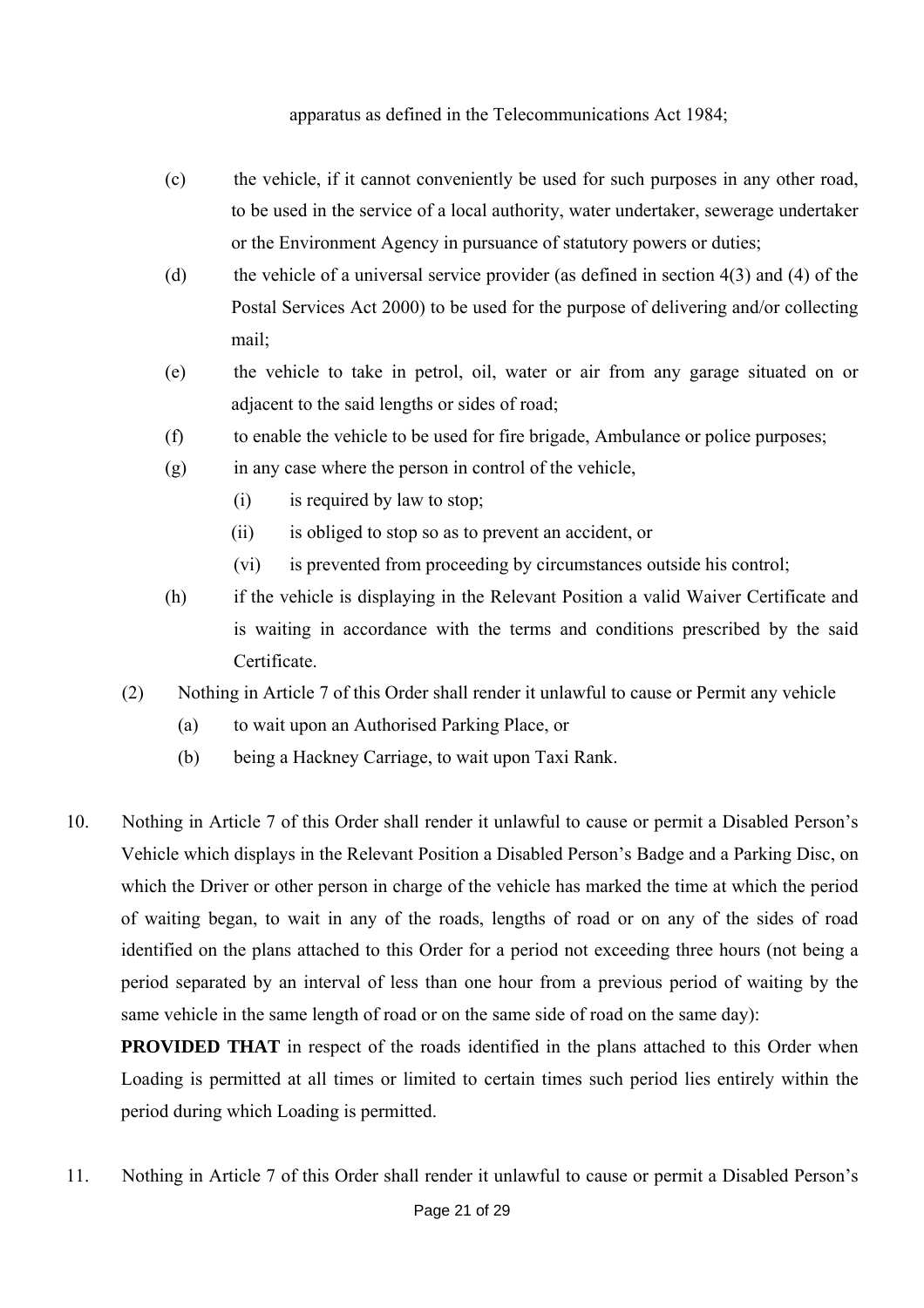apparatus as defined in the Telecommunications Act 1984;

(c) the vehicle, if it cannot conveniently be used for such purposes in any other road, to be used in the service of a local authority, water undertaker, sewerage undertaker or the Environment Agency in pursuance of statutory powers or duties;

(d) the vehicle of a universal service provider (as defined in section 4(3) and (4) of the Postal Services Act 2000) to be used for the purpose of delivering and/or collecting mail;

(e) the vehicle to take in petrol, oil, water or air from any garage situated on or adjacent to the said lengths or sides of road;

(f) to enable the vehicle to be used for fire brigade, Ambulance or police purposes;

(g) in any case where the person in control of the vehicle,

   (i) is required by law to stop;

   (ii) is obliged to stop so as to prevent an accident, or

   (vi) is prevented from proceeding by circumstances outside his control;

(h) if the vehicle is displaying in the Relevant Position a valid Waiver Certificate and is waiting in accordance with the terms and conditions prescribed by the said Certificate.

(2) Nothing in Article 7 of this Order shall render it unlawful to cause or Permit any vehicle

   (a) to wait upon an Authorised Parking Place, or

   (b) being a Hackney Carriage, to wait upon Taxi Rank.

10. Nothing in Article 7 of this Order shall render it unlawful to cause or permit a Disabled Person's Vehicle which displays in the Relevant Position a Disabled Person's Badge and a Parking Disc, on which the Driver or other person in charge of the vehicle has marked the time at which the period of waiting began, to wait in any of the roads, lengths of road or on any of the sides of road identified on the plans attached to this Order for a period not exceeding three hours (not being a period separated by an interval of less than one hour from a previous period of waiting by the same vehicle in the same length of road or on the same side of road on the same day):

    **PROVIDED THAT** in respect of the roads identified in the plans attached to this Order when Loading is permitted at all times or limited to certain times such period lies entirely within the period during which Loading is permitted.

11. Nothing in Article 7 of this Order shall render it unlawful to cause or permit a Disabled Person's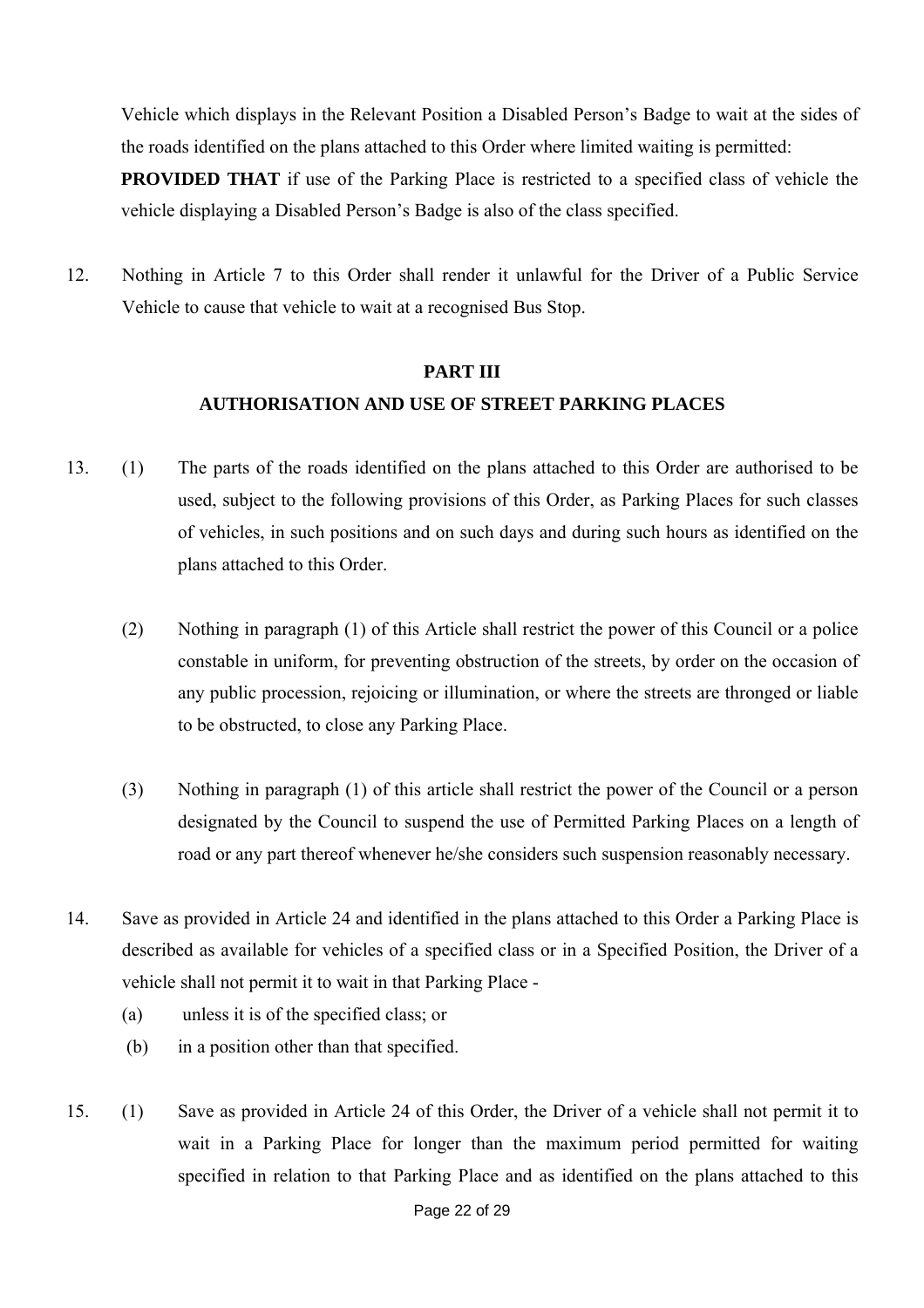Vehicle which displays in the Relevant Position a Disabled Person's Badge to wait at the sides of the roads identified on the plans attached to this Order where limited waiting is permitted:

**PROVIDED THAT** if use of the Parking Place is restricted to a specified class of vehicle the vehicle displaying a Disabled Person's Badge is also of the class specified.

12. Nothing in Article 7 to this Order shall render it unlawful for the Driver of a Public Service Vehicle to cause that vehicle to wait at a recognised Bus Stop.

## PART III

## AUTHORISATION AND USE OF STREET PARKING PLACES

13. (1) The parts of the roads identified on the plans attached to this Order are authorised to be used, subject to the following provisions of this Order, as Parking Places for such classes of vehicles, in such positions and on such days and during such hours as identified on the plans attached to this Order.

    (2) Nothing in paragraph (1) of this Article shall restrict the power of this Council or a police constable in uniform, for preventing obstruction of the streets, by order on the occasion of any public procession, rejoicing or illumination, or where the streets are thronged or liable to be obstructed, to close any Parking Place.

    (3) Nothing in paragraph (1) of this article shall restrict the power of the Council or a person designated by the Council to suspend the use of Permitted Parking Places on a length of road or any part thereof whenever he/she considers such suspension reasonably necessary.

14. Save as provided in Article 24 and identified in the plans attached to this Order a Parking Place is described as available for vehicles of a specified class or in a Specified Position, the Driver of a vehicle shall not permit it to wait in that Parking Place -

    (a) unless it is of the specified class; or

    (b) in a position other than that specified.

15. (1) Save as provided in Article 24 of this Order, the Driver of a vehicle shall not permit it to wait in a Parking Place for longer than the maximum period permitted for waiting specified in relation to that Parking Place and as identified on the plans attached to this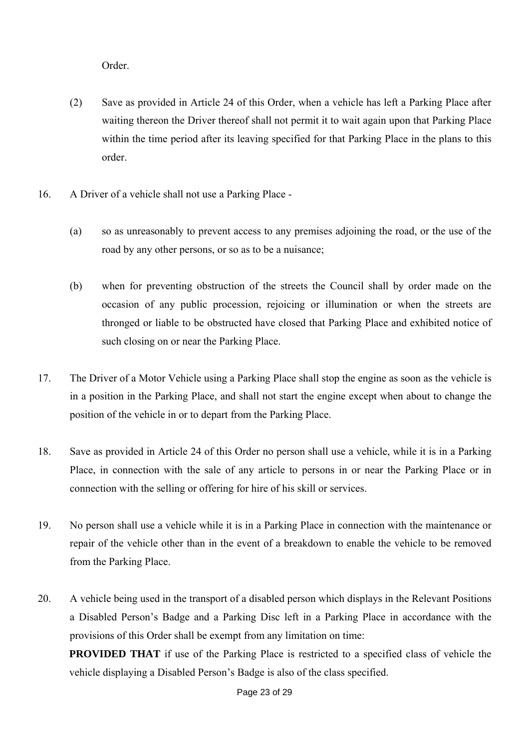Order.

(2) Save as provided in Article 24 of this Order, when a vehicle has left a Parking Place after waiting thereon the Driver thereof shall not permit it to wait again upon that Parking Place within the time period after its leaving specified for that Parking Place in the plans to this order.

16. A Driver of a vehicle shall not use a Parking Place -

(a) so as unreasonably to prevent access to any premises adjoining the road, or the use of the road by any other persons, or so as to be a nuisance;

(b) when for preventing obstruction of the streets the Council shall by order made on the occasion of any public procession, rejoicing or illumination or when the streets are thronged or liable to be obstructed have closed that Parking Place and exhibited notice of such closing on or near the Parking Place.

17. The Driver of a Motor Vehicle using a Parking Place shall stop the engine as soon as the vehicle is in a position in the Parking Place, and shall not start the engine except when about to change the position of the vehicle in or to depart from the Parking Place.

18. Save as provided in Article 24 of this Order no person shall use a vehicle, while it is in a Parking Place, in connection with the sale of any article to persons in or near the Parking Place or in connection with the selling or offering for hire of his skill or services.

19. No person shall use a vehicle while it is in a Parking Place in connection with the maintenance or repair of the vehicle other than in the event of a breakdown to enable the vehicle to be removed from the Parking Place.

20. A vehicle being used in the transport of a disabled person which displays in the Relevant Positions a Disabled Person's Badge and a Parking Disc left in a Parking Place in accordance with the provisions of this Order shall be exempt from any limitation on time:

**PROVIDED THAT** if use of the Parking Place is restricted to a specified class of vehicle the vehicle displaying a Disabled Person's Badge is also of the class specified.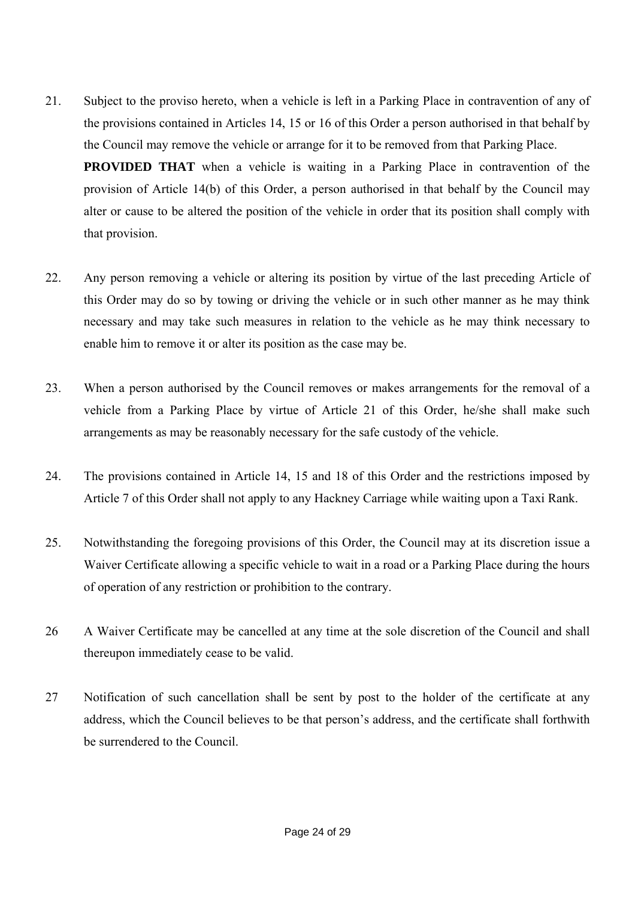21. Subject to the proviso hereto, when a vehicle is left in a Parking Place in contravention of any of the provisions contained in Articles 14, 15 or 16 of this Order a person authorised in that behalf by the Council may remove the vehicle or arrange for it to be removed from that Parking Place.

    **PROVIDED THAT** when a vehicle is waiting in a Parking Place in contravention of the provision of Article 14(b) of this Order, a person authorised in that behalf by the Council may alter or cause to be altered the position of the vehicle in order that its position shall comply with that provision.

22. Any person removing a vehicle or altering its position by virtue of the last preceding Article of this Order may do so by towing or driving the vehicle or in such other manner as he may think necessary and may take such measures in relation to the vehicle as he may think necessary to enable him to remove it or alter its position as the case may be.

23. When a person authorised by the Council removes or makes arrangements for the removal of a vehicle from a Parking Place by virtue of Article 21 of this Order, he/she shall make such arrangements as may be reasonably necessary for the safe custody of the vehicle.

24. The provisions contained in Article 14, 15 and 18 of this Order and the restrictions imposed by Article 7 of this Order shall not apply to any Hackney Carriage while waiting upon a Taxi Rank.

25. Notwithstanding the foregoing provisions of this Order, the Council may at its discretion issue a Waiver Certificate allowing a specific vehicle to wait in a road or a Parking Place during the hours of operation of any restriction or prohibition to the contrary.

26 A Waiver Certificate may be cancelled at any time at the sole discretion of the Council and shall thereupon immediately cease to be valid.

27 Notification of such cancellation shall be sent by post to the holder of the certificate at any address, which the Council believes to be that person's address, and the certificate shall forthwith be surrendered to the Council.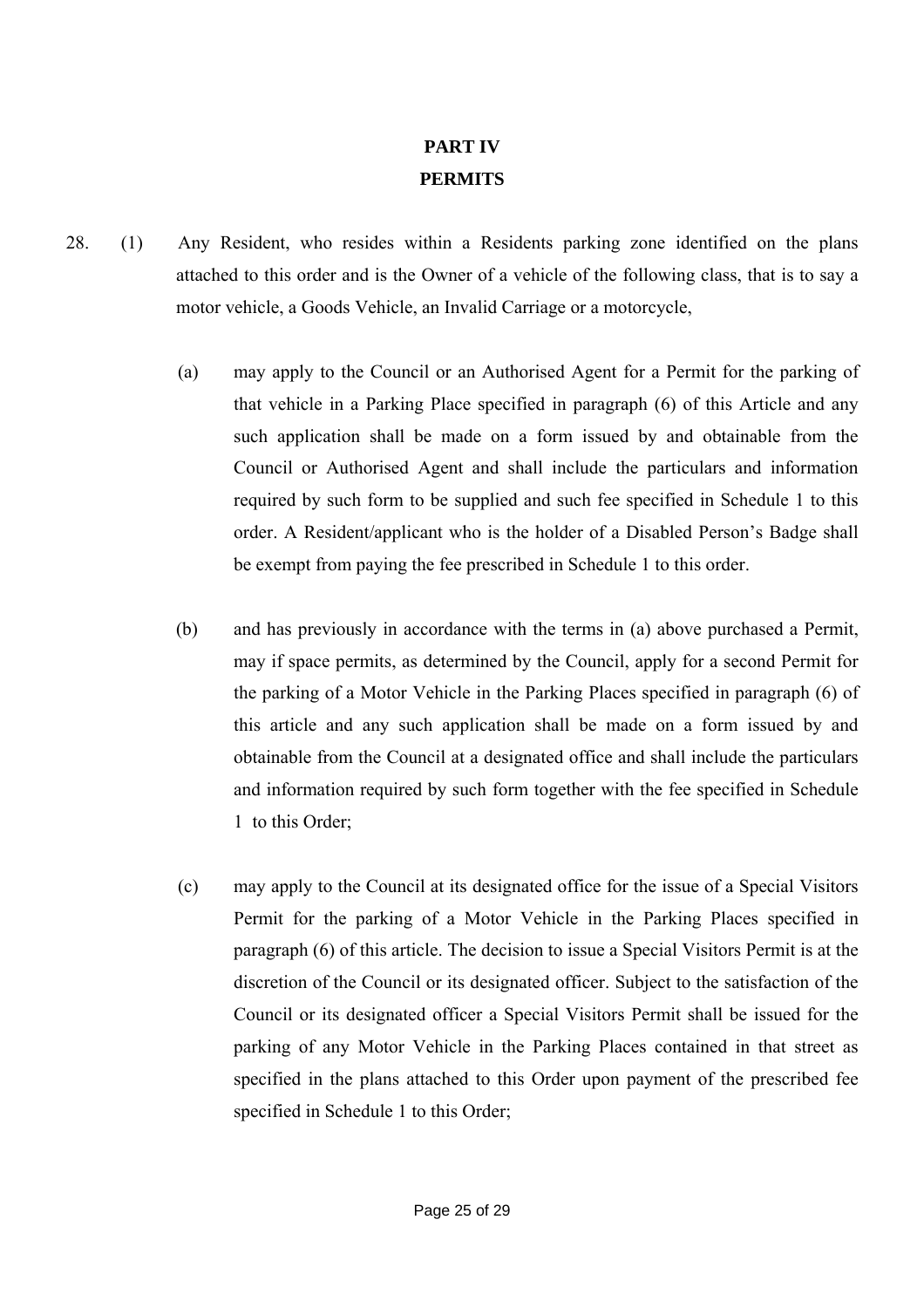# PART IV
# PERMITS

28. (1) Any Resident, who resides within a Residents parking zone identified on the plans attached to this order and is the Owner of a vehicle of the following class, that is to say a motor vehicle, a Goods Vehicle, an Invalid Carriage or a motorcycle,

(a) may apply to the Council or an Authorised Agent for a Permit for the parking of that vehicle in a Parking Place specified in paragraph (6) of this Article and any such application shall be made on a form issued by and obtainable from the Council or Authorised Agent and shall include the particulars and information required by such form to be supplied and such fee specified in Schedule 1 to this order. A Resident/applicant who is the holder of a Disabled Person's Badge shall be exempt from paying the fee prescribed in Schedule 1 to this order.

(b) and has previously in accordance with the terms in (a) above purchased a Permit, may if space permits, as determined by the Council, apply for a second Permit for the parking of a Motor Vehicle in the Parking Places specified in paragraph (6) of this article and any such application shall be made on a form issued by and obtainable from the Council at a designated office and shall include the particulars and information required by such form together with the fee specified in Schedule 1 to this Order;

(c) may apply to the Council at its designated office for the issue of a Special Visitors Permit for the parking of a Motor Vehicle in the Parking Places specified in paragraph (6) of this article. The decision to issue a Special Visitors Permit is at the discretion of the Council or its designated officer. Subject to the satisfaction of the Council or its designated officer a Special Visitors Permit shall be issued for the parking of any Motor Vehicle in the Parking Places contained in that street as specified in the plans attached to this Order upon payment of the prescribed fee specified in Schedule 1 to this Order;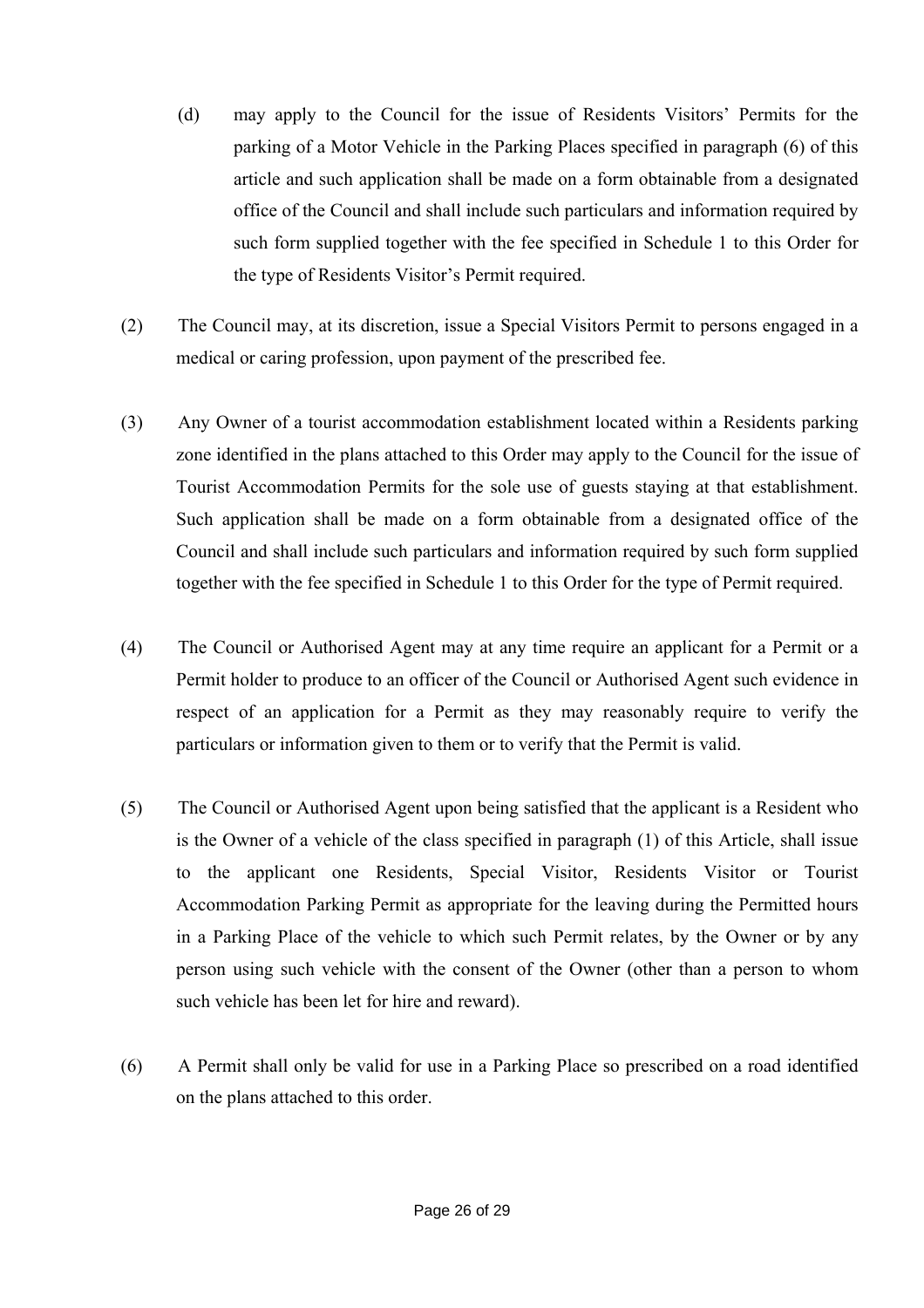(d) may apply to the Council for the issue of Residents Visitors' Permits for the parking of a Motor Vehicle in the Parking Places specified in paragraph (6) of this article and such application shall be made on a form obtainable from a designated office of the Council and shall include such particulars and information required by such form supplied together with the fee specified in Schedule 1 to this Order for the type of Residents Visitor's Permit required.

(2) The Council may, at its discretion, issue a Special Visitors Permit to persons engaged in a medical or caring profession, upon payment of the prescribed fee.

(3) Any Owner of a tourist accommodation establishment located within a Residents parking zone identified in the plans attached to this Order may apply to the Council for the issue of Tourist Accommodation Permits for the sole use of guests staying at that establishment. Such application shall be made on a form obtainable from a designated office of the Council and shall include such particulars and information required by such form supplied together with the fee specified in Schedule 1 to this Order for the type of Permit required.

(4) The Council or Authorised Agent may at any time require an applicant for a Permit or a Permit holder to produce to an officer of the Council or Authorised Agent such evidence in respect of an application for a Permit as they may reasonably require to verify the particulars or information given to them or to verify that the Permit is valid.

(5) The Council or Authorised Agent upon being satisfied that the applicant is a Resident who is the Owner of a vehicle of the class specified in paragraph (1) of this Article, shall issue to the applicant one Residents, Special Visitor, Residents Visitor or Tourist Accommodation Parking Permit as appropriate for the leaving during the Permitted hours in a Parking Place of the vehicle to which such Permit relates, by the Owner or by any person using such vehicle with the consent of the Owner (other than a person to whom such vehicle has been let for hire and reward).

(6) A Permit shall only be valid for use in a Parking Place so prescribed on a road identified on the plans attached to this order.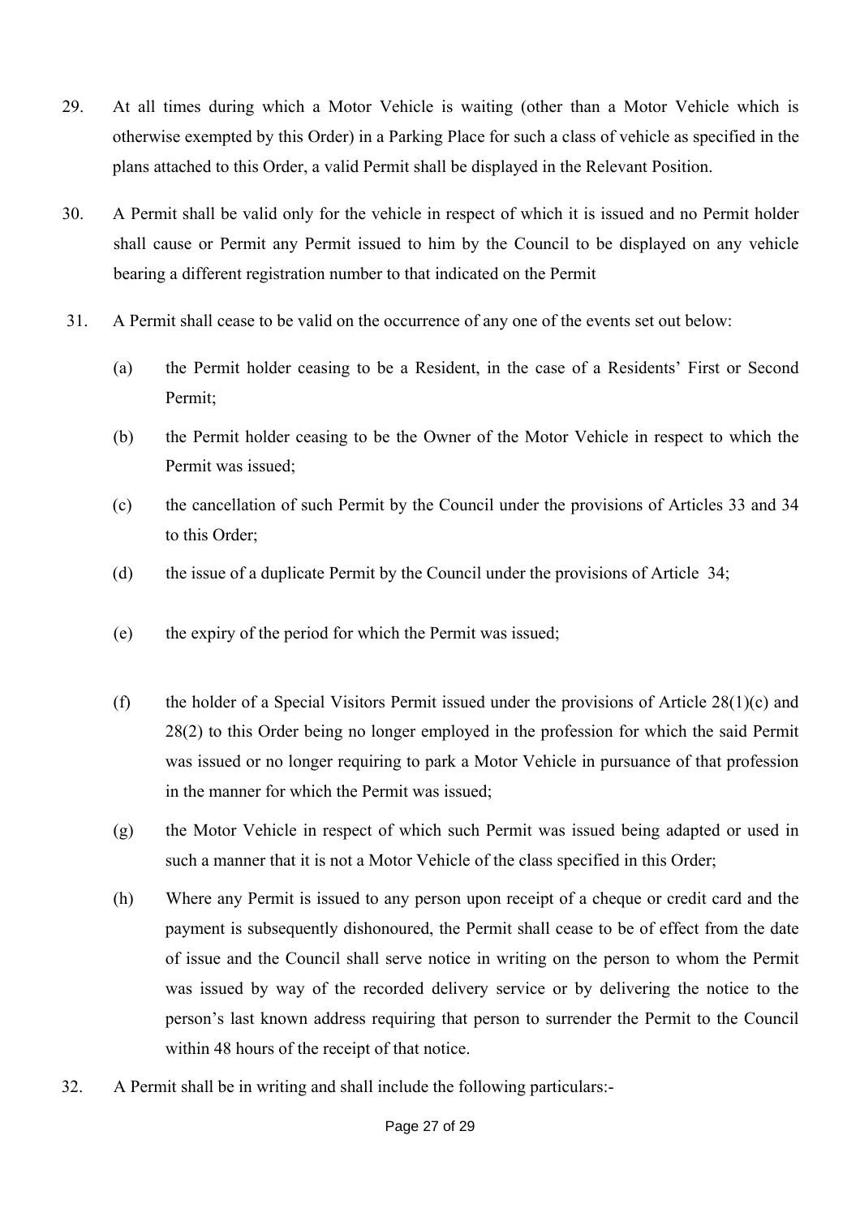29. At all times during which a Motor Vehicle is waiting (other than a Motor Vehicle which is otherwise exempted by this Order) in a Parking Place for such a class of vehicle as specified in the plans attached to this Order, a valid Permit shall be displayed in the Relevant Position.

30. A Permit shall be valid only for the vehicle in respect of which it is issued and no Permit holder shall cause or Permit any Permit issued to him by the Council to be displayed on any vehicle bearing a different registration number to that indicated on the Permit

31. A Permit shall cease to be valid on the occurrence of any one of the events set out below:

    (a) the Permit holder ceasing to be a Resident, in the case of a Residents' First or Second Permit;

    (b) the Permit holder ceasing to be the Owner of the Motor Vehicle in respect to which the Permit was issued;

    (c) the cancellation of such Permit by the Council under the provisions of Articles 33 and 34 to this Order;

    (d) the issue of a duplicate Permit by the Council under the provisions of Article 34;

    (e) the expiry of the period for which the Permit was issued;

    (f) the holder of a Special Visitors Permit issued under the provisions of Article 28(1)(c) and 28(2) to this Order being no longer employed in the profession for which the said Permit was issued or no longer requiring to park a Motor Vehicle in pursuance of that profession in the manner for which the Permit was issued;

    (g) the Motor Vehicle in respect of which such Permit was issued being adapted or used in such a manner that it is not a Motor Vehicle of the class specified in this Order;

    (h) Where any Permit is issued to any person upon receipt of a cheque or credit card and the payment is subsequently dishonoured, the Permit shall cease to be of effect from the date of issue and the Council shall serve notice in writing on the person to whom the Permit was issued by way of the recorded delivery service or by delivering the notice to the person's last known address requiring that person to surrender the Permit to the Council within 48 hours of the receipt of that notice.

32. A Permit shall be in writing and shall include the following particulars:-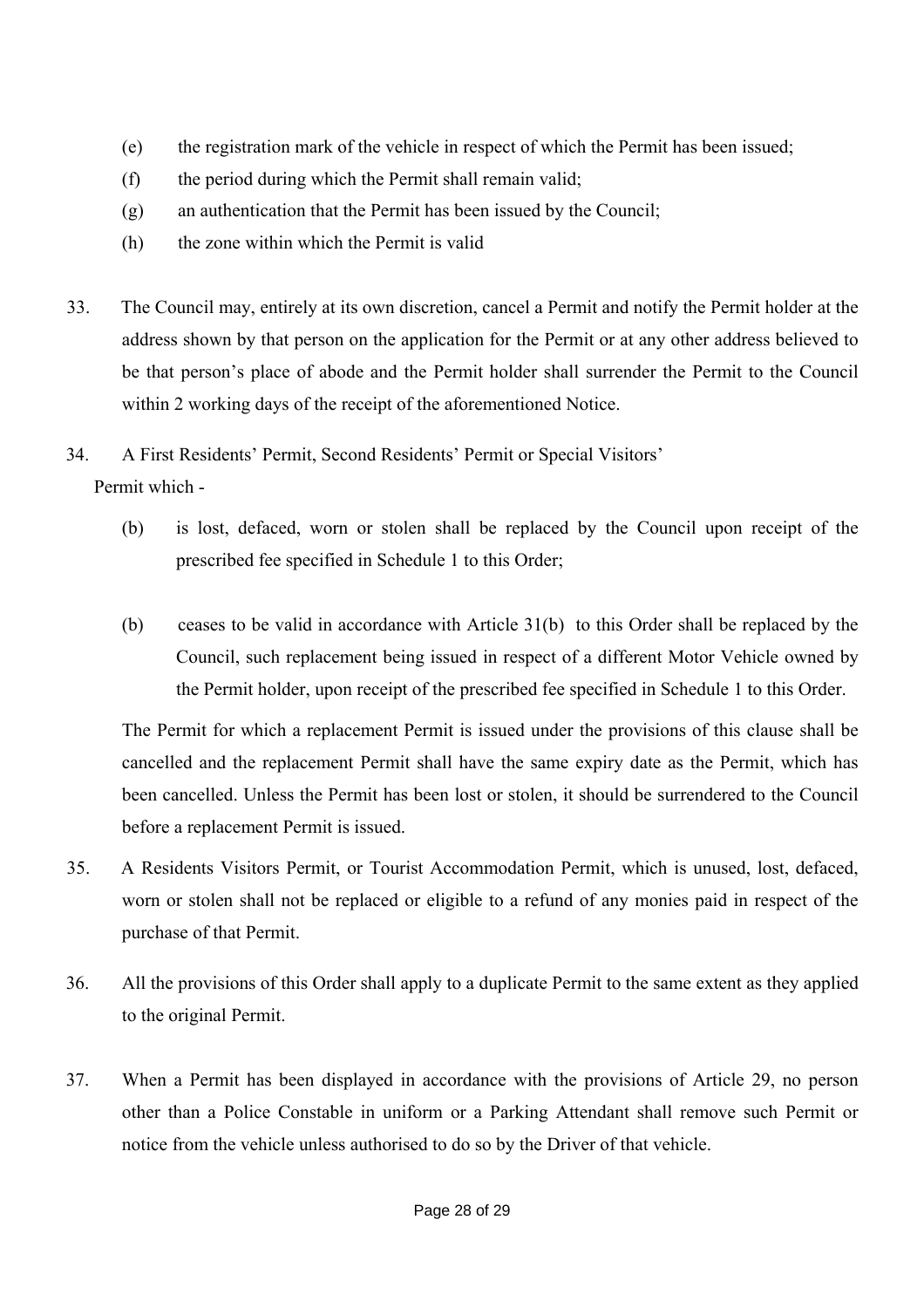(e) the registration mark of the vehicle in respect of which the Permit has been issued;

(f) the period during which the Permit shall remain valid;

(g) an authentication that the Permit has been issued by the Council;

(h) the zone within which the Permit is valid

33. The Council may, entirely at its own discretion, cancel a Permit and notify the Permit holder at the address shown by that person on the application for the Permit or at any other address believed to be that person's place of abode and the Permit holder shall surrender the Permit to the Council within 2 working days of the receipt of the aforementioned Notice.

34. A First Residents' Permit, Second Residents' Permit or Special Visitors' Permit which -

(b) is lost, defaced, worn or stolen shall be replaced by the Council upon receipt of the prescribed fee specified in Schedule 1 to this Order;

(b) ceases to be valid in accordance with Article 31(b) to this Order shall be replaced by the Council, such replacement being issued in respect of a different Motor Vehicle owned by the Permit holder, upon receipt of the prescribed fee specified in Schedule 1 to this Order.

The Permit for which a replacement Permit is issued under the provisions of this clause shall be cancelled and the replacement Permit shall have the same expiry date as the Permit, which has been cancelled. Unless the Permit has been lost or stolen, it should be surrendered to the Council before a replacement Permit is issued.

35. A Residents Visitors Permit, or Tourist Accommodation Permit, which is unused, lost, defaced, worn or stolen shall not be replaced or eligible to a refund of any monies paid in respect of the purchase of that Permit.

36. All the provisions of this Order shall apply to a duplicate Permit to the same extent as they applied to the original Permit.

37. When a Permit has been displayed in accordance with the provisions of Article 29, no person other than a Police Constable in uniform or a Parking Attendant shall remove such Permit or notice from the vehicle unless authorised to do so by the Driver of that vehicle.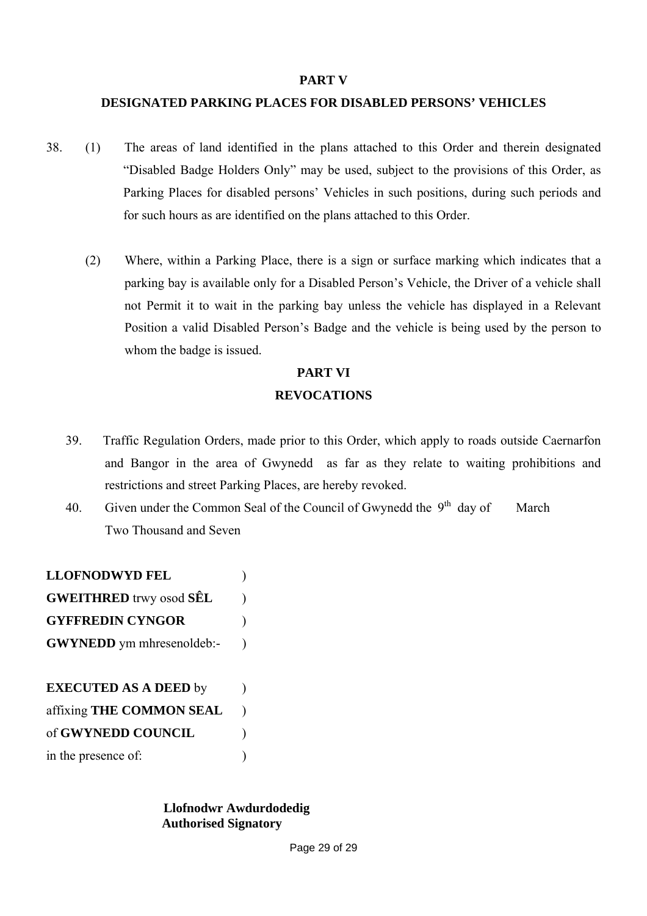## PART V

## DESIGNATED PARKING PLACES FOR DISABLED PERSONS' VEHICLES

38. (1) The areas of land identified in the plans attached to this Order and therein designated "Disabled Badge Holders Only" may be used, subject to the provisions of this Order, as Parking Places for disabled persons' Vehicles in such positions, during such periods and for such hours as are identified on the plans attached to this Order.

(2) Where, within a Parking Place, there is a sign or surface marking which indicates that a parking bay is available only for a Disabled Person's Vehicle, the Driver of a vehicle shall not Permit it to wait in the parking bay unless the vehicle has displayed in a Relevant Position a valid Disabled Person's Badge and the vehicle is being used by the person to whom the badge is issued.

## PART VI

## REVOCATIONS

39. Traffic Regulation Orders, made prior to this Order, which apply to roads outside Caernarfon and Bangor in the area of Gwynedd as far as they relate to waiting prohibitions and restrictions and street Parking Places, are hereby revoked.

40. Given under the Common Seal of the Council of Gwynedd the 9th day of March Two Thousand and Seven

**LLOFNODWYD FEL** )
**GWEITHRED** trwy osod **SÊL** )
**GYFFREDIN CYNGOR** )
**GWYNEDD** ym mhresenoldeb:- )

**EXECUTED AS A DEED** by )
affixing **THE COMMON SEAL** )
of **GWYNEDD COUNCIL** )
in the presence of: )

**Llofnodwr Awdurdodedig**
**Authorised Signatory**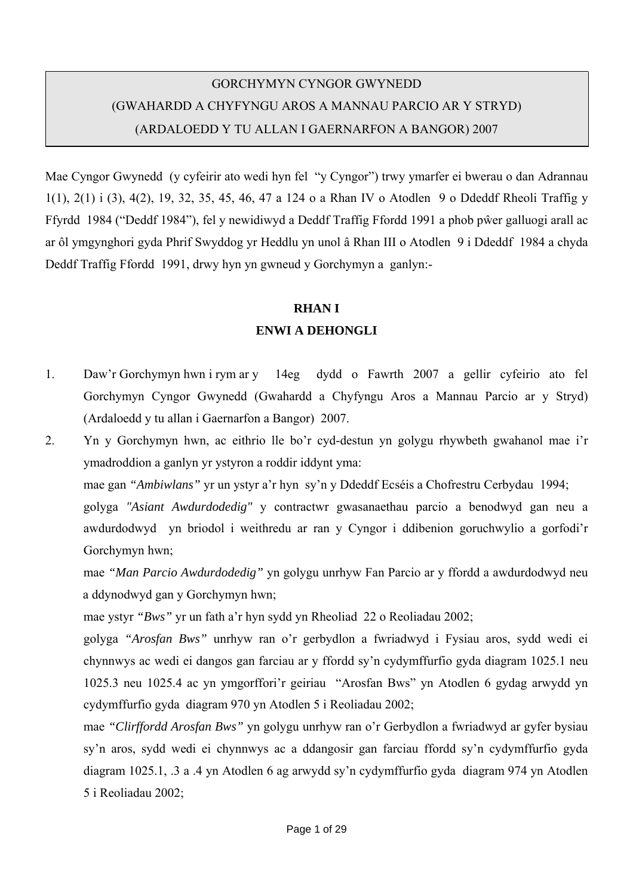GORCHYMYN CYNGOR GWYNEDD
(GWAHARDD A CHYFYNGU AROS A MANNAU PARCIO AR Y STRYD)
(ARDALOEDD Y TU ALLAN I GAERNARFON A BANGOR) 2007

Mae Cyngor Gwynedd (y cyfeirir ato wedi hyn fel "y Cyngor") trwy ymarfer ei bwerau o dan Adrannau 1(1), 2(1) i (3), 4(2), 19, 32, 35, 45, 46, 47 a 124 o a Rhan IV o Atodlen 9 o Ddeddf Rheoli Traffig y Ffyrdd 1984 ("Deddf 1984"), fel y newidiwyd a Deddf Traffig Ffordd 1991 a phob pŵer galluogi arall ac ar ôl ymgynghori gyda Phrif Swyddog yr Heddlu yn unol â Rhan III o Atodlen 9 i Ddeddf 1984 a chyda Deddf Traffig Ffordd 1991, drwy hyn yn gwneud y Gorchymyn a ganlyn:-

## RHAN I
## ENWI A DEHONGLI

1. Daw'r Gorchymyn hwn i rym ar y 14eg dydd o Fawrth 2007 a gellir cyfeirio ato fel Gorchymyn Cyngor Gwynedd (Gwahardd a Chyfyngu Aros a Mannau Parcio ar y Stryd) (Ardaloedd y tu allan i Gaernarfon a Bangor) 2007.

2. Yn y Gorchymyn hwn, ac eithrio lle bo'r cyd-destun yn golygu rhywbeth gwahanol mae i'r ymadroddion a ganlyn yr ystyron a roddir iddynt yma:

   mae gan *"Ambiwlans"* yr un ystyr a'r hyn sy'n y Ddeddf Ecséis a Chofrestru Cerbydau 1994;

   golyga *"Asiant Awdurdodedig"* y contractwr gwasanaethau parcio a benodwyd gan neu a awdurdodwyd yn briodol i weithredu ar ran y Cyngor i ddibenion goruchwylio a gorfodi'r Gorchymyn hwn;

   mae *"Man Parcio Awdurdodedig"* yn golygu unrhyw Fan Parcio ar y ffordd a awdurdodwyd neu a ddynodwyd gan y Gorchymyn hwn;

   mae ystyr *"Bws"* yr un fath a'r hyn sydd yn Rheoliad 22 o Reoliadau 2002;

   golyga *"Arosfan Bws"* unrhyw ran o'r gerbydlon a fwriadwyd i Fysiau aros, sydd wedi ei chynnwys ac wedi ei dangos gan farciau ar y ffordd sy'n cydymffurfio gyda diagram 1025.1 neu 1025.3 neu 1025.4 ac yn ymgorffori'r geiriau "Arosfan Bws" yn Atodlen 6 gydag arwydd yn cydymffurfio gyda diagram 970 yn Atodlen 5 i Reoliadau 2002;

   mae *"Clirffordd Arosfan Bws"* yn golygu unrhyw ran o'r Gerbydlon a fwriadwyd ar gyfer bysiau sy'n aros, sydd wedi ei chynnwys ac a ddangosir gan farciau ffordd sy'n cydymffurfio gyda diagram 1025.1, .3 a .4 yn Atodlen 6 ag arwydd sy'n cydymffurfio gyda diagram 974 yn Atodlen 5 i Reoliadau 2002;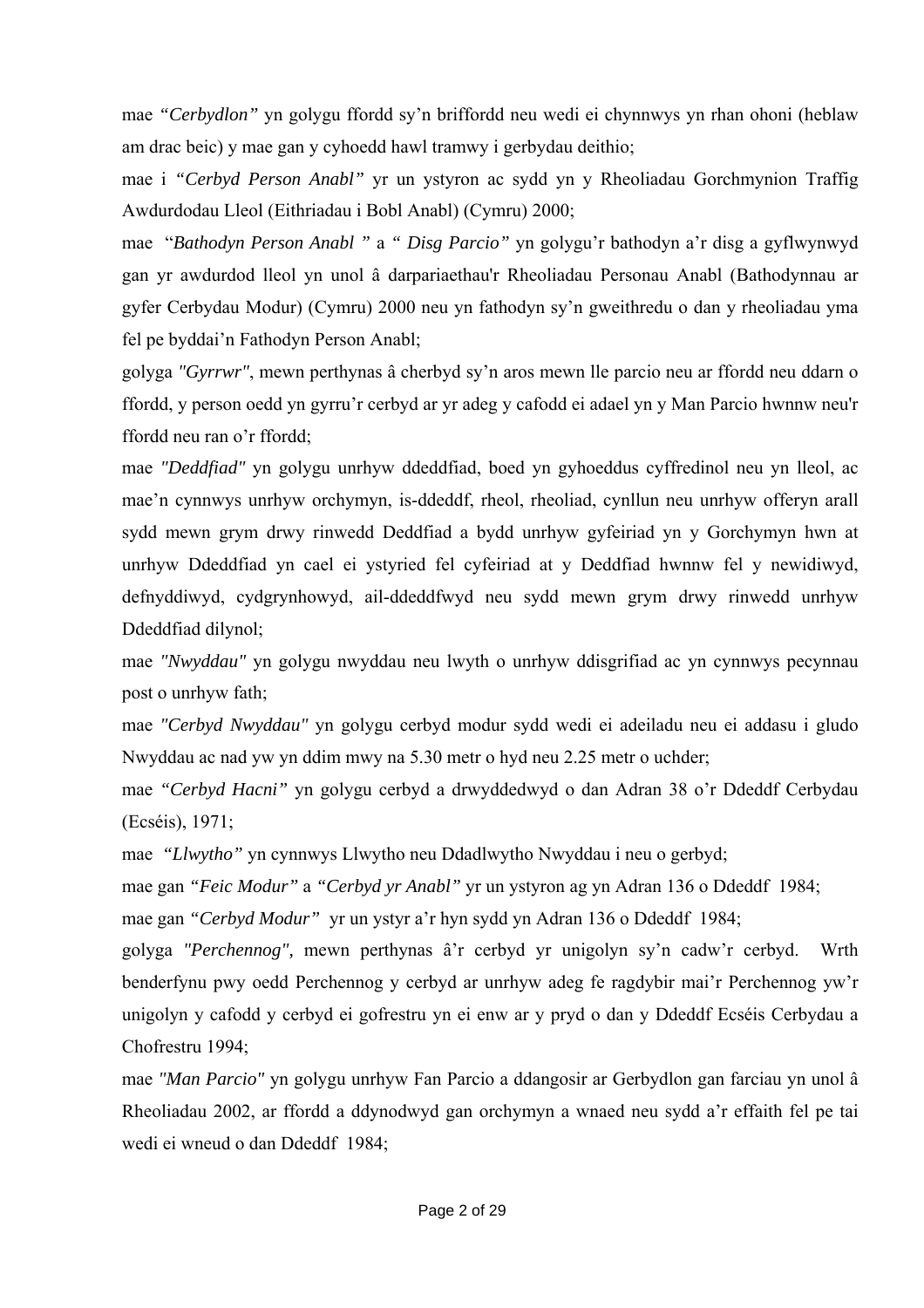mae *"Cerbydlon"* yn golygu ffordd sy'n briffordd neu wedi ei chynnwys yn rhan ohoni (heblaw am drac beic) y mae gan y cyhoedd hawl tramwy i gerbydau deithio;

mae i *"Cerbyd Person Anabl"* yr un ystyron ac sydd yn y Rheoliadau Gorchmynion Traffig Awdurdodau Lleol (Eithriadau i Bobl Anabl) (Cymru) 2000;

mae "*Bathodyn Person Anabl* " a *" Disg Parcio"* yn golygu'r bathodyn a'r disg a gyflwynwyd gan yr awdurdod lleol yn unol â darpariaethau'r Rheoliadau Personau Anabl (Bathodynnau ar gyfer Cerbydau Modur) (Cymru) 2000 neu yn fathodyn sy'n gweithredu o dan y rheoliadau yma fel pe byddai'n Fathodyn Person Anabl;

golyga *"Gyrrwr"*, mewn perthynas â cherbyd sy'n aros mewn lle parcio neu ar ffordd neu ddarn o ffordd, y person oedd yn gyrru'r cerbyd ar yr adeg y cafodd ei adael yn y Man Parcio hwnnw neu'r ffordd neu ran o'r ffordd;

mae *"Deddfiad"* yn golygu unrhyw ddeddfiad, boed yn gyhoeddus cyffredinol neu yn lleol, ac mae'n cynnwys unrhyw orchymyn, is-ddeddf, rheol, rheoliad, cynllun neu unrhyw offeryn arall sydd mewn grym drwy rinwedd Deddfiad a bydd unrhyw gyfeiriad yn y Gorchymyn hwn at unrhyw Ddeddfiad yn cael ei ystyried fel cyfeiriad at y Deddfiad hwnnw fel y newidiwyd, defnyddiwyd, cydgrynhowyd, ail-ddeddfwyd neu sydd mewn grym drwy rinwedd unrhyw Ddeddfiad dilynol;

mae *"Nwyddau"* yn golygu nwyddau neu lwyth o unrhyw ddisgrifiad ac yn cynnwys pecynnau post o unrhyw fath;

mae *"Cerbyd Nwyddau"* yn golygu cerbyd modur sydd wedi ei adeiladu neu ei addasu i gludo Nwyddau ac nad yw yn ddim mwy na 5.30 metr o hyd neu 2.25 metr o uchder;

mae *"Cerbyd Hacni"* yn golygu cerbyd a drwyddedwyd o dan Adran 38 o'r Ddeddf Cerbydau (Ecséis), 1971;

mae *"Llwytho"* yn cynnwys Llwytho neu Ddadlwytho Nwyddau i neu o gerbyd;

mae gan *"Feic Modur"* a *"Cerbyd yr Anabl"* yr un ystyron ag yn Adran 136 o Ddeddf 1984;

mae gan *"Cerbyd Modur"* yr un ystyr a'r hyn sydd yn Adran 136 o Ddeddf 1984;

golyga *"Perchennog",* mewn perthynas â'r cerbyd yr unigolyn sy'n cadw'r cerbyd. Wrth benderfynu pwy oedd Perchennog y cerbyd ar unrhyw adeg fe ragdybir mai'r Perchennog yw'r unigolyn y cafodd y cerbyd ei gofrestru yn ei enw ar y pryd o dan y Ddeddf Ecséis Cerbydau a Chofrestru 1994;

mae *"Man Parcio"* yn golygu unrhyw Fan Parcio a ddangosir ar Gerbydlon gan farciau yn unol â Rheoliadau 2002, ar ffordd a ddynodwyd gan orchymyn a wnaed neu sydd a'r effaith fel pe tai wedi ei wneud o dan Ddeddf 1984;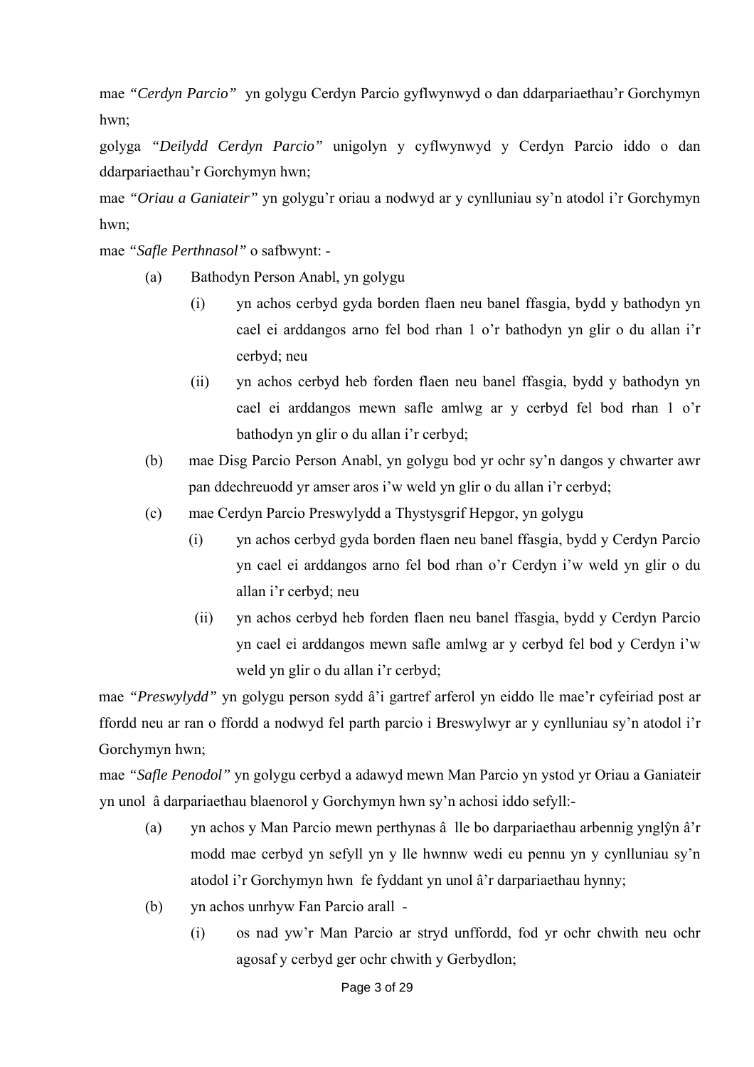mae *"Cerdyn Parcio"* yn golygu Cerdyn Parcio gyflwynwyd o dan ddarpariaethau'r Gorchymyn hwn;

golyga *"Deilydd Cerdyn Parcio"* unigolyn y cyflwynwyd y Cerdyn Parcio iddo o dan ddarpariaethau'r Gorchymyn hwn;

mae *"Oriau a Ganiateir"* yn golygu'r oriau a nodwyd ar y cynlluniau sy'n atodol i'r Gorchymyn hwn;

mae *"Safle Perthnasol"* o safbwynt: -

- (a) Bathodyn Person Anabl, yn golygu
  - (i) yn achos cerbyd gyda borden flaen neu banel ffasgia, bydd y bathodyn yn cael ei arddangos arno fel bod rhan 1 o'r bathodyn yn glir o du allan i'r cerbyd; neu
  - (ii) yn achos cerbyd heb forden flaen neu banel ffasgia, bydd y bathodyn yn cael ei arddangos mewn safle amlwg ar y cerbyd fel bod rhan 1 o'r bathodyn yn glir o du allan i'r cerbyd;
- (b) mae Disg Parcio Person Anabl, yn golygu bod yr ochr sy'n dangos y chwarter awr pan ddechreuodd yr amser aros i'w weld yn glir o du allan i'r cerbyd;
- (c) mae Cerdyn Parcio Preswylydd a Thystysgrif Hepgor, yn golygu
  - (i) yn achos cerbyd gyda borden flaen neu banel ffasgia, bydd y Cerdyn Parcio yn cael ei arddangos arno fel bod rhan o'r Cerdyn i'w weld yn glir o du allan i'r cerbyd; neu
  - (ii) yn achos cerbyd heb forden flaen neu banel ffasgia, bydd y Cerdyn Parcio yn cael ei arddangos mewn safle amlwg ar y cerbyd fel bod y Cerdyn i'w weld yn glir o du allan i'r cerbyd;

mae *"Preswylydd"* yn golygu person sydd â'i gartref arferol yn eiddo lle mae'r cyfeiriad post ar ffordd neu ar ran o ffordd a nodwyd fel parth parcio i Breswylwyr ar y cynlluniau sy'n atodol i'r Gorchymyn hwn;

mae *"Safle Penodol"* yn golygu cerbyd a adawyd mewn Man Parcio yn ystod yr Oriau a Ganiateir yn unol â darpariaethau blaenorol y Gorchymyn hwn sy'n achosi iddo sefyll:-

- (a) yn achos y Man Parcio mewn perthynas â lle bo darpariaethau arbennig ynglŷn â'r modd mae cerbyd yn sefyll yn y lle hwnnw wedi eu pennu yn y cynlluniau sy'n atodol i'r Gorchymyn hwn fe fyddant yn unol â'r darpariaethau hynny;
- (b) yn achos unrhyw Fan Parcio arall -
  - (i) os nad yw'r Man Parcio ar stryd unffordd, fod yr ochr chwith neu ochr agosaf y cerbyd ger ochr chwith y Gerbydlon;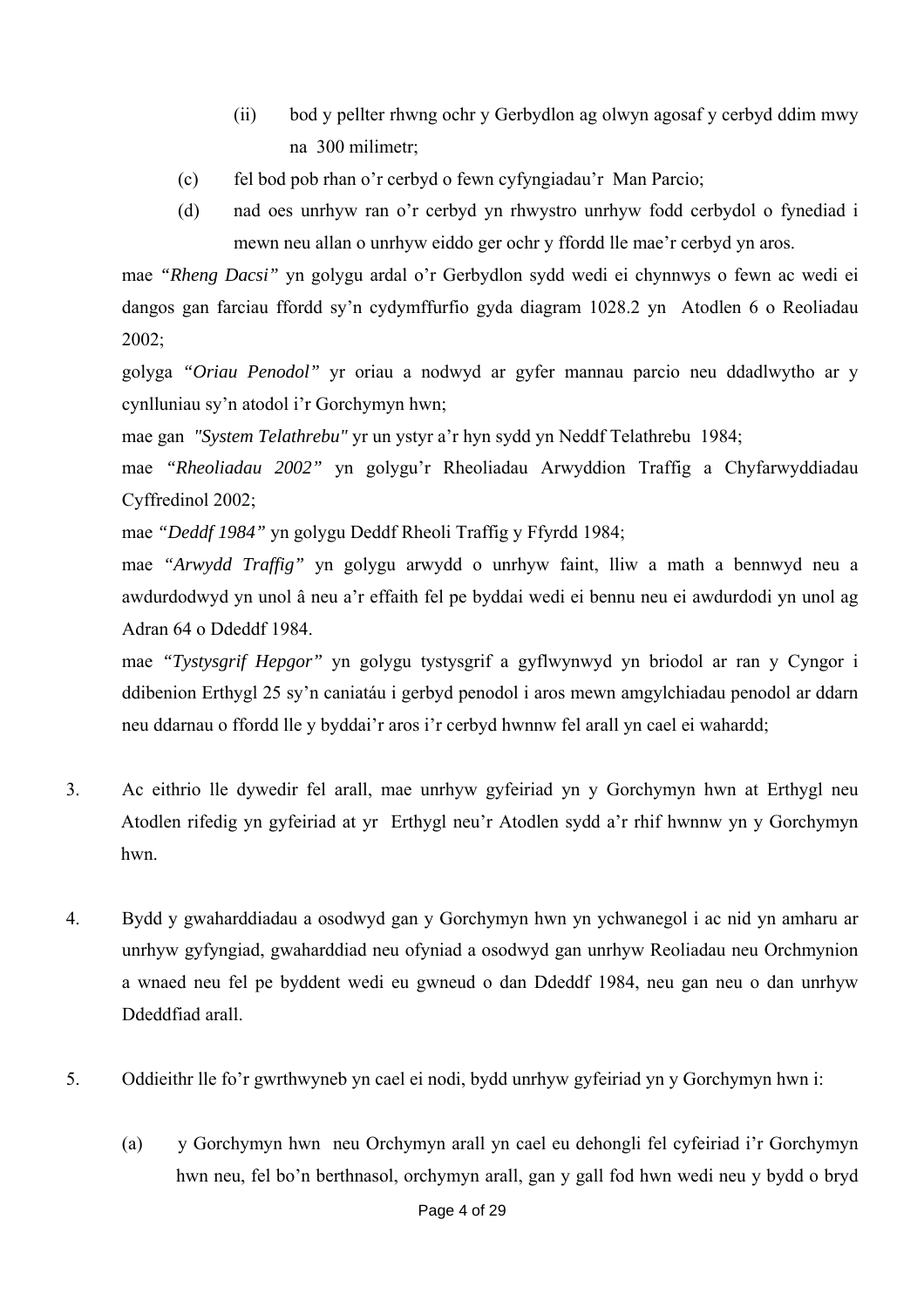(ii) bod y pellter rhwng ochr y Gerbydlon ag olwyn agosaf y cerbyd ddim mwy na 300 milimetr;

(c) fel bod pob rhan o'r cerbyd o fewn cyfyngiadau'r Man Parcio;

(d) nad oes unrhyw ran o'r cerbyd yn rhwystro unrhyw fodd cerbydol o fynediad i mewn neu allan o unrhyw eiddo ger ochr y ffordd lle mae'r cerbyd yn aros.

mae *"Rheng Dacsi"* yn golygu ardal o'r Gerbydlon sydd wedi ei chynnwys o fewn ac wedi ei dangos gan farciau ffordd sy'n cydymffurfio gyda diagram 1028.2 yn Atodlen 6 o Reoliadau 2002;

golyga *"Oriau Penodol"* yr oriau a nodwyd ar gyfer mannau parcio neu ddadlwytho ar y cynlluniau sy'n atodol i'r Gorchymyn hwn;

mae gan *"System Telathrebu"* yr un ystyr a'r hyn sydd yn Neddf Telathrebu 1984;

mae *"Rheoliadau 2002"* yn golygu'r Rheoliadau Arwyddion Traffig a Chyfarwyddiadau Cyffredinol 2002;

mae *"Deddf 1984"* yn golygu Deddf Rheoli Traffig y Ffyrdd 1984;

mae *"Arwydd Traffig"* yn golygu arwydd o unrhyw faint, lliw a math a bennwyd neu a awdurdodwyd yn unol â neu a'r effaith fel pe byddai wedi ei bennu neu ei awdurdodi yn unol ag Adran 64 o Ddeddf 1984.

mae *"Tystysgrif Hepgor"* yn golygu tystysgrif a gyflwynwyd yn briodol ar ran y Cyngor i ddibenion Erthygl 25 sy'n caniatáu i gerbyd penodol i aros mewn amgylchiadau penodol ar ddarn neu ddarnau o ffordd lle y byddai'r aros i'r cerbyd hwnnw fel arall yn cael ei wahardd;

3. Ac eithrio lle dywedir fel arall, mae unrhyw gyfeiriad yn y Gorchymyn hwn at Erthygl neu Atodlen rifedig yn gyfeiriad at yr Erthygl neu'r Atodlen sydd a'r rhif hwnnw yn y Gorchymyn hwn.

4. Bydd y gwaharddiadau a osodwyd gan y Gorchymyn hwn yn ychwanegol i ac nid yn amharu ar unrhyw gyfyngiad, gwaharddiad neu ofyniad a osodwyd gan unrhyw Reoliadau neu Orchmynion a wnaed neu fel pe byddent wedi eu gwneud o dan Ddeddf 1984, neu gan neu o dan unrhyw Ddeddfiad arall.

5. Oddieithr lle fo'r gwrthwyneb yn cael ei nodi, bydd unrhyw gyfeiriad yn y Gorchymyn hwn i:

   (a) y Gorchymyn hwn neu Orchymyn arall yn cael eu dehongli fel cyfeiriad i'r Gorchymyn hwn neu, fel bo'n berthnasol, orchymyn arall, gan y gall fod hwn wedi neu y bydd o bryd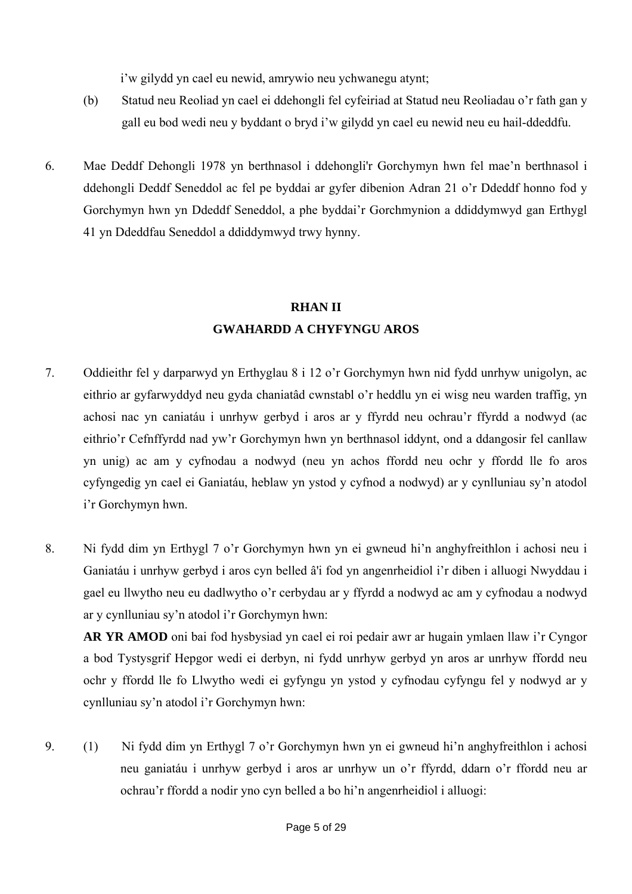i'w gilydd yn cael eu newid, amrywio neu ychwanegu atynt;

(b) Statud neu Reoliad yn cael ei ddehongli fel cyfeiriad at Statud neu Reoliadau o'r fath gan y gall eu bod wedi neu y byddant o bryd i'w gilydd yn cael eu newid neu eu hail-ddeddfu.

6. Mae Deddf Dehongli 1978 yn berthnasol i ddehongli'r Gorchymyn hwn fel mae'n berthnasol i ddehongli Deddf Seneddol ac fel pe byddai ar gyfer dibenion Adran 21 o'r Ddeddf honno fod y Gorchymyn hwn yn Ddeddf Seneddol, a phe byddai'r Gorchmynion a ddiddymwyd gan Erthygl 41 yn Ddeddfau Seneddol a ddiddymwyd trwy hynny.

## RHAN II
## GWAHARDD A CHYFYNGU AROS

7. Oddieithr fel y darparwyd yn Erthyglau 8 i 12 o'r Gorchymyn hwn nid fydd unrhyw unigolyn, ac eithrio ar gyfarwyddyd neu gyda chaniatâd cwnstabl o'r heddlu yn ei wisg neu warden traffig, yn achosi nac yn caniatáu i unrhyw gerbyd i aros ar y ffyrdd neu ochrau'r ffyrdd a nodwyd (ac eithrio'r Cefnffyrdd nad yw'r Gorchymyn hwn yn berthnasol iddynt, ond a ddangosir fel canllaw yn unig) ac am y cyfnodau a nodwyd (neu yn achos ffordd neu ochr y ffordd lle fo aros cyfyngedig yn cael ei Ganiatáu, heblaw yn ystod y cyfnod a nodwyd) ar y cynlluniau sy'n atodol i'r Gorchymyn hwn.

8. Ni fydd dim yn Erthygl 7 o'r Gorchymyn hwn yn ei gwneud hi'n anghyfreithlon i achosi neu i Ganiatáu i unrhyw gerbyd i aros cyn belled â'i fod yn angenrheidiol i'r diben i alluogi Nwyddau i gael eu llwytho neu eu dadlwytho o'r cerbydau ar y ffyrdd a nodwyd ac am y cyfnodau a nodwyd ar y cynlluniau sy'n atodol i'r Gorchymyn hwn:

**AR YR AMOD** oni bai fod hysbysiad yn cael ei roi pedair awr ar hugain ymlaen llaw i'r Cyngor a bod Tystysgrif Hepgor wedi ei derbyn, ni fydd unrhyw gerbyd yn aros ar unrhyw ffordd neu ochr y ffordd lle fo Llwytho wedi ei gyfyngu yn ystod y cyfnodau cyfyngu fel y nodwyd ar y cynlluniau sy'n atodol i'r Gorchymyn hwn:

9. (1) Ni fydd dim yn Erthygl 7 o'r Gorchymyn hwn yn ei gwneud hi'n anghyfreithlon i achosi neu ganiatáu i unrhyw gerbyd i aros ar unrhyw un o'r ffyrdd, ddarn o'r ffordd neu ar ochrau'r ffordd a nodir yno cyn belled a bo hi'n angenrheidiol i alluogi: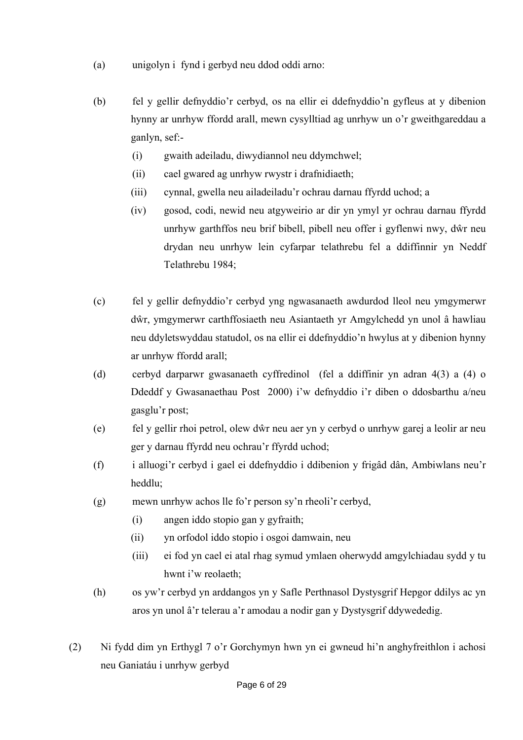(a) unigolyn i fynd i gerbyd neu ddod oddi arno:

(b) fel y gellir defnyddio'r cerbyd, os na ellir ei ddefnyddio'n gyfleus at y dibenion hynny ar unrhyw ffordd arall, mewn cysylltiad ag unrhyw un o'r gweithgareddau a ganlyn, sef:-

  (i) gwaith adeiladu, diwydiannol neu ddymchwel;

  (ii) cael gwared ag unrhyw rwystr i drafnidiaeth;

  (iii) cynnal, gwella neu ailadeiladu'r ochrau darnau ffyrdd uchod; a

  (iv) gosod, codi, newid neu atgyweirio ar dir yn ymyl yr ochrau darnau ffyrdd unrhyw garthffos neu brif bibell, pibell neu offer i gyflenwi nwy, dŵr neu drydan neu unrhyw lein cyfarpar telathrebu fel a ddiffinnir yn Neddf Telathrebu 1984;

(c) fel y gellir defnyddio'r cerbyd yng ngwasanaeth awdurdod lleol neu ymgymerwr dŵr, ymgymerwr carthffosiaeth neu Asiantaeth yr Amgylchedd yn unol â hawliau neu ddyletswyddau statudol, os na ellir ei ddefnyddio'n hwylus at y dibenion hynny ar unrhyw ffordd arall;

(d) cerbyd darparwr gwasanaeth cyffredinol (fel a ddiffinir yn adran 4(3) a (4) o Ddeddf y Gwasanaethau Post 2000) i'w defnyddio i'r diben o ddosbarthu a/neu gasglu'r post;

(e) fel y gellir rhoi petrol, olew dŵr neu aer yn y cerbyd o unrhyw garej a leolir ar neu ger y darnau ffyrdd neu ochrau'r ffyrdd uchod;

(f) i alluogi'r cerbyd i gael ei ddefnyddio i ddibenion y frigâd dân, Ambiwlans neu'r heddlu;

(g) mewn unrhyw achos lle fo'r person sy'n rheoli'r cerbyd,

  (i) angen iddo stopio gan y gyfraith;

  (ii) yn orfodol iddo stopio i osgoi damwain, neu

  (iii) ei fod yn cael ei atal rhag symud ymlaen oherwydd amgylchiadau sydd y tu hwnt i'w reolaeth;

(h) os yw'r cerbyd yn arddangos yn y Safle Perthnasol Dystysgrif Hepgor ddilys ac yn aros yn unol â'r telerau a'r amodau a nodir gan y Dystysgrif ddywededig.

(2) Ni fydd dim yn Erthygl 7 o'r Gorchymyn hwn yn ei gwneud hi'n anghyfreithlon i achosi neu Ganiatáu i unrhyw gerbyd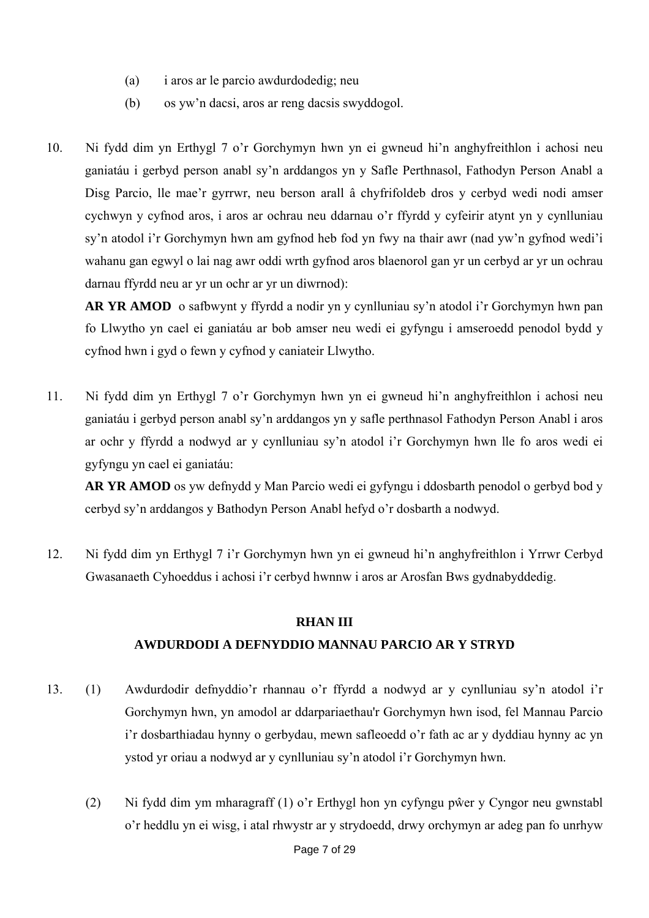(a) i aros ar le parcio awdurdodedig; neu

(b) os yw'n dacsi, aros ar reng dacsis swyddogol.

10. Ni fydd dim yn Erthygl 7 o'r Gorchymyn hwn yn ei gwneud hi'n anghyfreithlon i achosi neu ganiatáu i gerbyd person anabl sy'n arddangos yn y Safle Perthnasol, Fathodyn Person Anabl a Disg Parcio, lle mae'r gyrrwr, neu berson arall â chyfrifoldeb dros y cerbyd wedi nodi amser cychwyn y cyfnod aros, i aros ar ochrau neu ddarnau o'r ffyrdd y cyfeirir atynt yn y cynlluniau sy'n atodol i'r Gorchymyn hwn am gyfnod heb fod yn fwy na thair awr (nad yw'n gyfnod wedi'i wahanu gan egwyl o lai nag awr oddi wrth gyfnod aros blaenorol gan yr un cerbyd ar yr un ochrau darnau ffyrdd neu ar yr un ochr ar yr un diwrnod):

    **AR YR AMOD** o safbwynt y ffyrdd a nodir yn y cynlluniau sy'n atodol i'r Gorchymyn hwn pan fo Llwytho yn cael ei ganiatáu ar bob amser neu wedi ei gyfyngu i amseroedd penodol bydd y cyfnod hwn i gyd o fewn y cyfnod y caniateir Llwytho.

11. Ni fydd dim yn Erthygl 7 o'r Gorchymyn hwn yn ei gwneud hi'n anghyfreithlon i achosi neu ganiatáu i gerbyd person anabl sy'n arddangos yn y safle perthnasol Fathodyn Person Anabl i aros ar ochr y ffyrdd a nodwyd ar y cynlluniau sy'n atodol i'r Gorchymyn hwn lle fo aros wedi ei gyfyngu yn cael ei ganiatáu:

    **AR YR AMOD** os yw defnydd y Man Parcio wedi ei gyfyngu i ddosbarth penodol o gerbyd bod y cerbyd sy'n arddangos y Bathodyn Person Anabl hefyd o'r dosbarth a nodwyd.

12. Ni fydd dim yn Erthygl 7 i'r Gorchymyn hwn yn ei gwneud hi'n anghyfreithlon i Yrrwr Cerbyd Gwasanaeth Cyhoeddus i achosi i'r cerbyd hwnnw i aros ar Arosfan Bws gydnabyddedig.

## RHAN III

## AWDURDODI A DEFNYDDIO MANNAU PARCIO AR Y STRYD

13. (1) Awdurdodir defnyddio'r rhannau o'r ffyrdd a nodwyd ar y cynlluniau sy'n atodol i'r Gorchymyn hwn, yn amodol ar ddarpariaethau'r Gorchymyn hwn isod, fel Mannau Parcio i'r dosbarthiadau hynny o gerbydau, mewn safleoedd o'r fath ac ar y dyddiau hynny ac yn ystod yr oriau a nodwyd ar y cynlluniau sy'n atodol i'r Gorchymyn hwn.

    (2) Ni fydd dim ym mharagraff (1) o'r Erthygl hon yn cyfyngu pŵer y Cyngor neu gwnstabl o'r heddlu yn ei wisg, i atal rhwystr ar y strydoedd, drwy orchymyn ar adeg pan fo unrhyw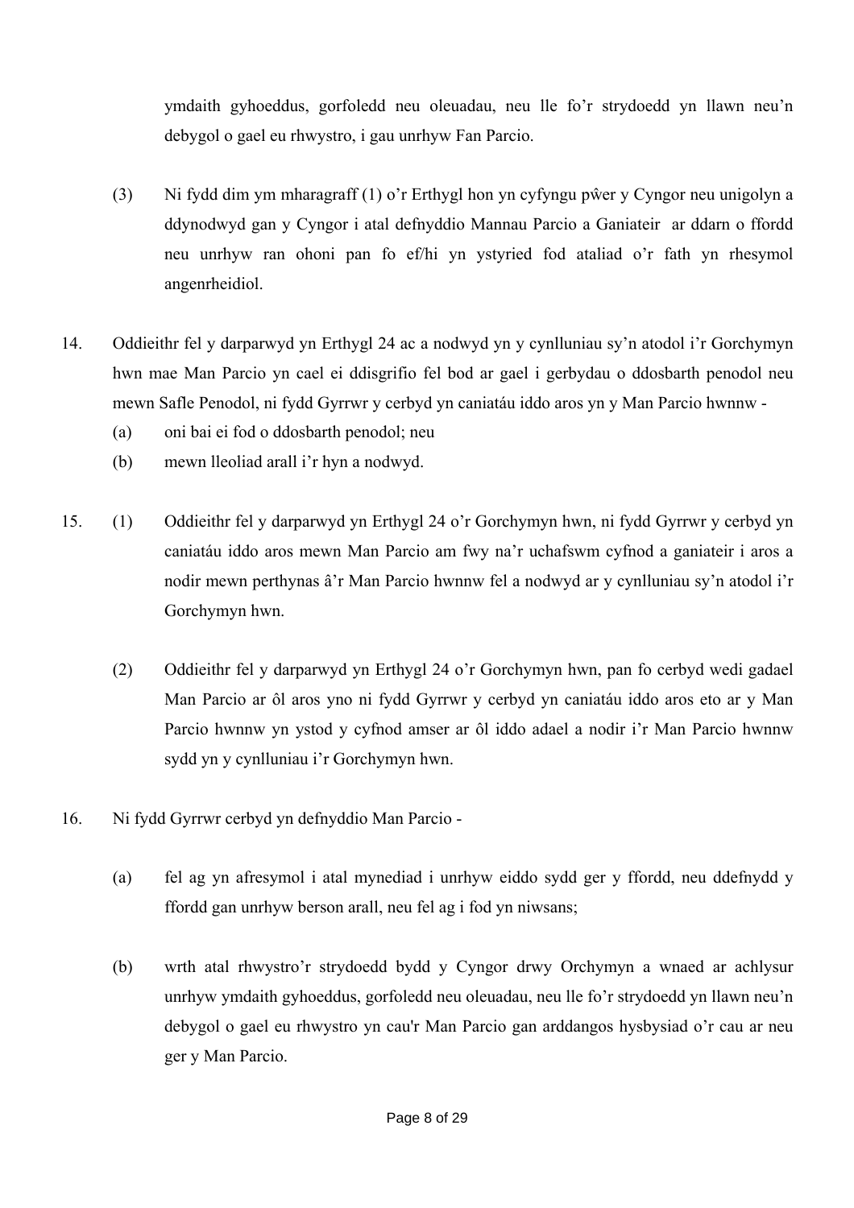ymdaith gyhoeddus, gorfoledd neu oleuadau, neu lle fo'r strydoedd yn llawn neu'n debygol o gael eu rhwystro, i gau unrhyw Fan Parcio.

(3) Ni fydd dim ym mharagraff (1) o'r Erthygl hon yn cyfyngu pŵer y Cyngor neu unigolyn a ddynodwyd gan y Cyngor i atal defnyddio Mannau Parcio a Ganiateir ar ddarn o ffordd neu unrhyw ran ohoni pan fo ef/hi yn ystyried fod ataliad o'r fath yn rhesymol angenrheidiol.

14. Oddieithr fel y darparwyd yn Erthygl 24 ac a nodwyd yn y cynlluniau sy'n atodol i'r Gorchymyn hwn mae Man Parcio yn cael ei ddisgrifio fel bod ar gael i gerbydau o ddosbarth penodol neu mewn Safle Penodol, ni fydd Gyrrwr y cerbyd yn caniatáu iddo aros yn y Man Parcio hwnnw -

   (a) oni bai ei fod o ddosbarth penodol; neu

   (b) mewn lleoliad arall i'r hyn a nodwyd.

15. (1) Oddieithr fel y darparwyd yn Erthygl 24 o'r Gorchymyn hwn, ni fydd Gyrrwr y cerbyd yn caniatáu iddo aros mewn Man Parcio am fwy na'r uchafswm cyfnod a ganiateir i aros a nodir mewn perthynas â'r Man Parcio hwnnw fel a nodwyd ar y cynlluniau sy'n atodol i'r Gorchymyn hwn.

   (2) Oddieithr fel y darparwyd yn Erthygl 24 o'r Gorchymyn hwn, pan fo cerbyd wedi gadael Man Parcio ar ôl aros yno ni fydd Gyrrwr y cerbyd yn caniatáu iddo aros eto ar y Man Parcio hwnnw yn ystod y cyfnod amser ar ôl iddo adael a nodir i'r Man Parcio hwnnw sydd yn y cynlluniau i'r Gorchymyn hwn.

16. Ni fydd Gyrrwr cerbyd yn defnyddio Man Parcio -

   (a) fel ag yn afresymol i atal mynediad i unrhyw eiddo sydd ger y ffordd, neu ddefnydd y ffordd gan unrhyw berson arall, neu fel ag i fod yn niwsans;

   (b) wrth atal rhwystro'r strydoedd bydd y Cyngor drwy Orchymyn a wnaed ar achlysur unrhyw ymdaith gyhoeddus, gorfoledd neu oleuadau, neu lle fo'r strydoedd yn llawn neu'n debygol o gael eu rhwystro yn cau'r Man Parcio gan arddangos hysbysiad o'r cau ar neu ger y Man Parcio.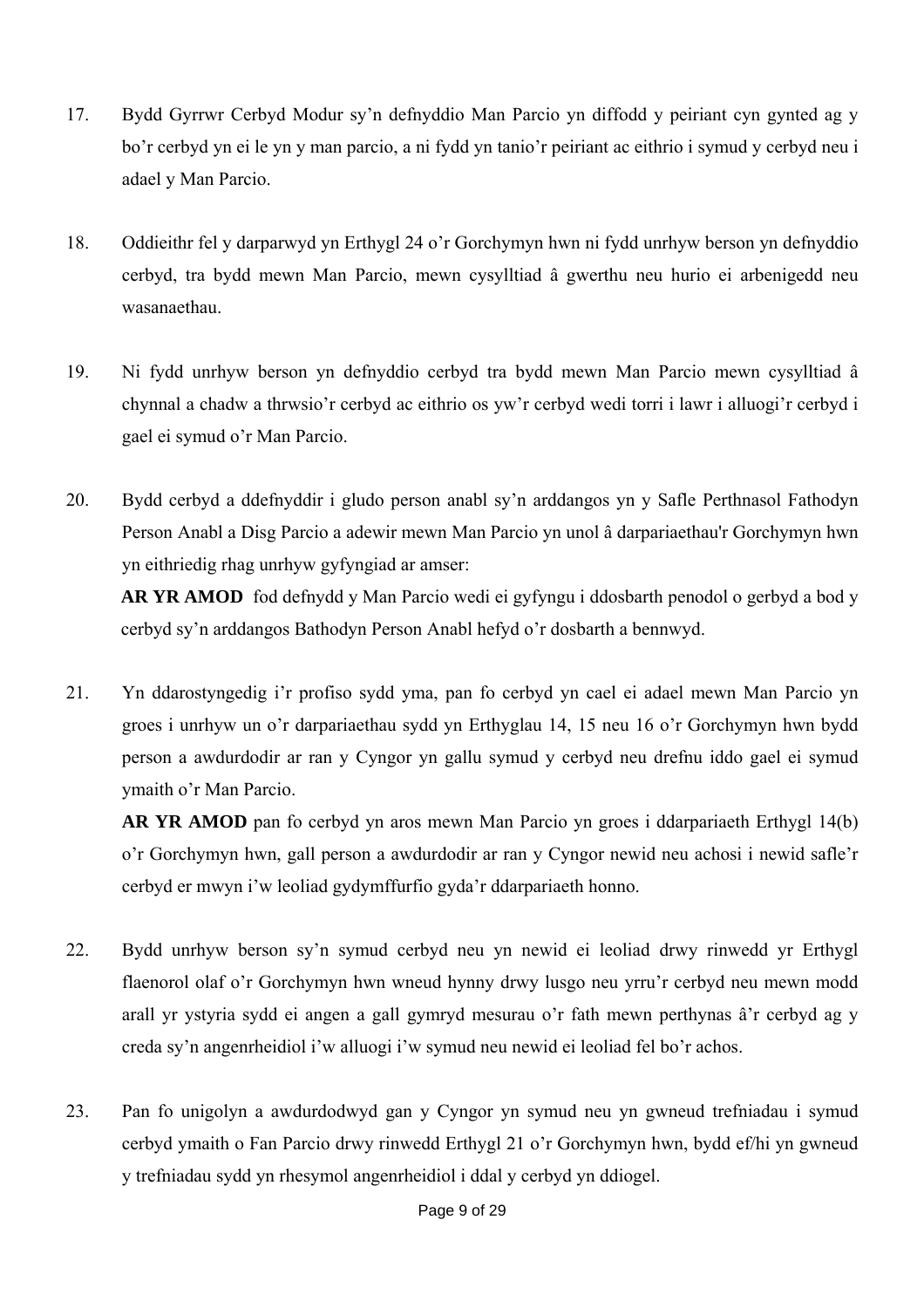17. Bydd Gyrrwr Cerbyd Modur sy'n defnyddio Man Parcio yn diffodd y peiriant cyn gynted ag y bo'r cerbyd yn ei le yn y man parcio, a ni fydd yn tanio'r peiriant ac eithrio i symud y cerbyd neu i adael y Man Parcio.

18. Oddieithr fel y darparwyd yn Erthygl 24 o'r Gorchymyn hwn ni fydd unrhyw berson yn defnyddio cerbyd, tra bydd mewn Man Parcio, mewn cysylltiad â gwerthu neu hurio ei arbenigedd neu wasanaethau.

19. Ni fydd unrhyw berson yn defnyddio cerbyd tra bydd mewn Man Parcio mewn cysylltiad â chynnal a chadw a thrwsio'r cerbyd ac eithrio os yw'r cerbyd wedi torri i lawr i alluogi'r cerbyd i gael ei symud o'r Man Parcio.

20. Bydd cerbyd a ddefnyddir i gludo person anabl sy'n arddangos yn y Safle Perthnasol Fathodyn Person Anabl a Disg Parcio a adewir mewn Man Parcio yn unol â darpariaethau'r Gorchymyn hwn yn eithriedig rhag unrhyw gyfyngiad ar amser:

    **AR YR AMOD** fod defnydd y Man Parcio wedi ei gyfyngu i ddosbarth penodol o gerbyd a bod y cerbyd sy'n arddangos Bathodyn Person Anabl hefyd o'r dosbarth a bennwyd.

21. Yn ddarostyngedig i'r profiso sydd yma, pan fo cerbyd yn cael ei adael mewn Man Parcio yn groes i unrhyw un o'r darpariaethau sydd yn Erthyglau 14, 15 neu 16 o'r Gorchymyn hwn bydd person a awdurdodir ar ran y Cyngor yn gallu symud y cerbyd neu drefnu iddo gael ei symud ymaith o'r Man Parcio.

    **AR YR AMOD** pan fo cerbyd yn aros mewn Man Parcio yn groes i ddarpariaeth Erthygl 14(b) o'r Gorchymyn hwn, gall person a awdurdodir ar ran y Cyngor newid neu achosi i newid safle'r cerbyd er mwyn i'w leoliad gydymffurfio gyda'r ddarpariaeth honno.

22. Bydd unrhyw berson sy'n symud cerbyd neu yn newid ei leoliad drwy rinwedd yr Erthygl flaenorol olaf o'r Gorchymyn hwn wneud hynny drwy lusgo neu yrru'r cerbyd neu mewn modd arall yr ystyria sydd ei angen a gall gymryd mesurau o'r fath mewn perthynas â'r cerbyd ag y creda sy'n angenrheidiol i'w alluogi i'w symud neu newid ei leoliad fel bo'r achos.

23. Pan fo unigolyn a awdurdodwyd gan y Cyngor yn symud neu yn gwneud trefniadau i symud cerbyd ymaith o Fan Parcio drwy rinwedd Erthygl 21 o'r Gorchymyn hwn, bydd ef/hi yn gwneud y trefniadau sydd yn rhesymol angenrheidiol i ddal y cerbyd yn ddiogel.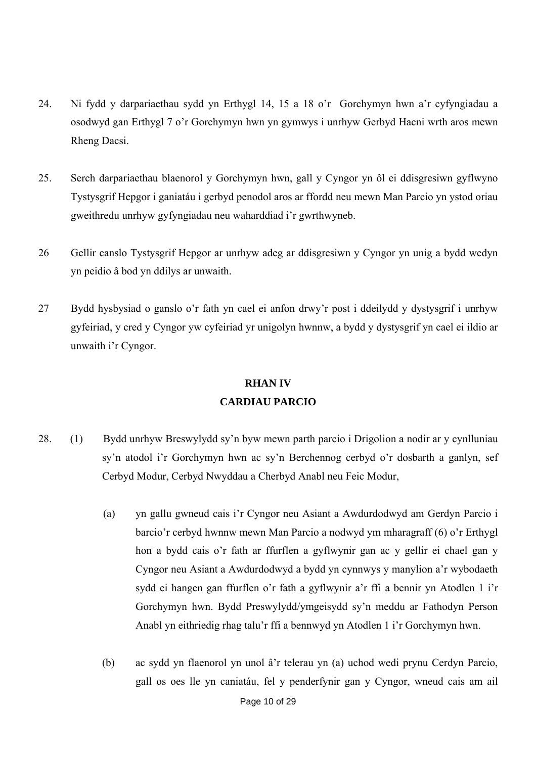24. Ni fydd y darpariaethau sydd yn Erthygl 14, 15 a 18 o'r Gorchymyn hwn a'r cyfyngiadau a osodwyd gan Erthygl 7 o'r Gorchymyn hwn yn gymwys i unrhyw Gerbyd Hacni wrth aros mewn Rheng Dacsi.

25. Serch darpariaethau blaenorol y Gorchymyn hwn, gall y Cyngor yn ôl ei ddisgresiwn gyflwyno Tystysgrif Hepgor i ganiatáu i gerbyd penodol aros ar ffordd neu mewn Man Parcio yn ystod oriau gweithredu unrhyw gyfyngiadau neu waharddiad i'r gwrthwyneb.

26 Gellir canslo Tystysgrif Hepgor ar unrhyw adeg ar ddisgresiwn y Cyngor yn unig a bydd wedyn yn peidio â bod yn ddilys ar unwaith.

27 Bydd hysbysiad o ganslo o'r fath yn cael ei anfon drwy'r post i ddeilydd y dystysgrif i unrhyw gyfeiriad, y cred y Cyngor yw cyfeiriad yr unigolyn hwnnw, a bydd y dystysgrif yn cael ei ildio ar unwaith i'r Cyngor.

## RHAN IV
## CARDIAU PARCIO

28. (1) Bydd unrhyw Breswylydd sy'n byw mewn parth parcio i Drigolion a nodir ar y cynlluniau sy'n atodol i'r Gorchymyn hwn ac sy'n Berchennog cerbyd o'r dosbarth a ganlyn, sef Cerbyd Modur, Cerbyd Nwyddau a Cherbyd Anabl neu Feic Modur,

   (a) yn gallu gwneud cais i'r Cyngor neu Asiant a Awdurdodwyd am Gerdyn Parcio i barcio'r cerbyd hwnnw mewn Man Parcio a nodwyd ym mharagraff (6) o'r Erthygl hon a bydd cais o'r fath ar ffurflen a gyflwynir gan ac y gellir ei chael gan y Cyngor neu Asiant a Awdurdodwyd a bydd yn cynnwys y manylion a'r wybodaeth sydd ei hangen gan ffurflen o'r fath a gyflwynir a'r ffi a bennir yn Atodlen 1 i'r Gorchymyn hwn. Bydd Preswylydd/ymgeisydd sy'n meddu ar Fathodyn Person Anabl yn eithriedig rhag talu'r ffi a bennwyd yn Atodlen 1 i'r Gorchymyn hwn.

   (b) ac sydd yn flaenorol yn unol â'r telerau yn (a) uchod wedi prynu Cerdyn Parcio, gall os oes lle yn caniatáu, fel y penderfynir gan y Cyngor, wneud cais am ail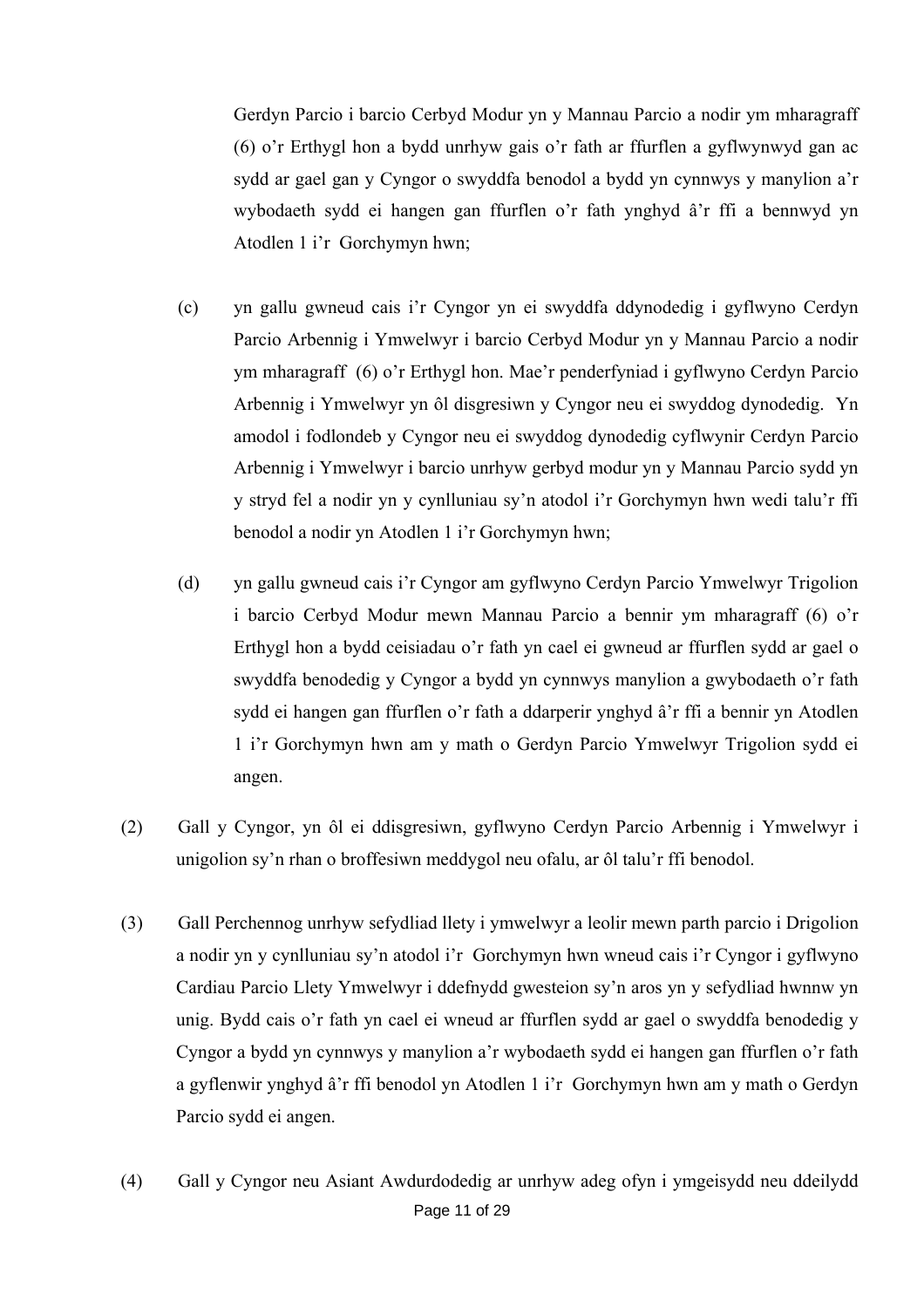Gerdyn Parcio i barcio Cerbyd Modur yn y Mannau Parcio a nodir ym mharagraff (6) o'r Erthygl hon a bydd unrhyw gais o'r fath ar ffurflen a gyflwynwyd gan ac sydd ar gael gan y Cyngor o swyddfa benodol a bydd yn cynnwys y manylion a'r wybodaeth sydd ei hangen gan ffurflen o'r fath ynghyd â'r ffi a bennwyd yn Atodlen 1 i'r Gorchymyn hwn;

(c) yn gallu gwneud cais i'r Cyngor yn ei swyddfa ddynodedig i gyflwyno Cerdyn Parcio Arbennig i Ymwelwyr i barcio Cerbyd Modur yn y Mannau Parcio a nodir ym mharagraff (6) o'r Erthygl hon. Mae'r penderfyniad i gyflwyno Cerdyn Parcio Arbennig i Ymwelwyr yn ôl disgresiwn y Cyngor neu ei swyddog dynodedig. Yn amodol i fodlondeb y Cyngor neu ei swyddog dynodedig cyflwynir Cerdyn Parcio Arbennig i Ymwelwyr i barcio unrhyw gerbyd modur yn y Mannau Parcio sydd yn y stryd fel a nodir yn y cynlluniau sy'n atodol i'r Gorchymyn hwn wedi talu'r ffi benodol a nodir yn Atodlen 1 i'r Gorchymyn hwn;

(d) yn gallu gwneud cais i'r Cyngor am gyflwyno Cerdyn Parcio Ymwelwyr Trigolion i barcio Cerbyd Modur mewn Mannau Parcio a bennir ym mharagraff (6) o'r Erthygl hon a bydd ceisiadau o'r fath yn cael ei gwneud ar ffurflen sydd ar gael o swyddfa benodedig y Cyngor a bydd yn cynnwys manylion a gwybodaeth o'r fath sydd ei hangen gan ffurflen o'r fath a ddarperir ynghyd â'r ffi a bennir yn Atodlen 1 i'r Gorchymyn hwn am y math o Gerdyn Parcio Ymwelwyr Trigolion sydd ei angen.

(2) Gall y Cyngor, yn ôl ei ddisgresiwn, gyflwyno Cerdyn Parcio Arbennig i Ymwelwyr i unigolion sy'n rhan o broffesiwn meddygol neu ofalu, ar ôl talu'r ffi benodol.

(3) Gall Perchennog unrhyw sefydliad llety i ymwelwyr a leolir mewn parth parcio i Drigolion a nodir yn y cynlluniau sy'n atodol i'r Gorchymyn hwn wneud cais i'r Cyngor i gyflwyno Cardiau Parcio Llety Ymwelwyr i ddefnydd gwesteion sy'n aros yn y sefydliad hwnnw yn unig. Bydd cais o'r fath yn cael ei wneud ar ffurflen sydd ar gael o swyddfa benodedig y Cyngor a bydd yn cynnwys y manylion a'r wybodaeth sydd ei hangen gan ffurflen o'r fath a gyflenwir ynghyd â'r ffi benodol yn Atodlen 1 i'r Gorchymyn hwn am y math o Gerdyn Parcio sydd ei angen.

(4) Gall y Cyngor neu Asiant Awdurdodedig ar unrhyw adeg ofyn i ymgeisydd neu ddeilydd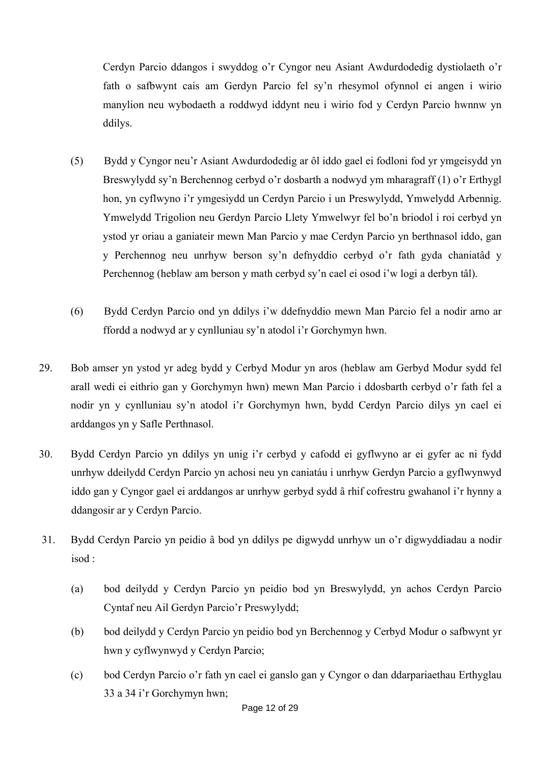Cerdyn Parcio ddangos i swyddog o'r Cyngor neu Asiant Awdurdodedig dystiolaeth o'r fath o safbwynt cais am Gerdyn Parcio fel sy'n rhesymol ofynnol ei angen i wirio manylion neu wybodaeth a roddwyd iddynt neu i wirio fod y Cerdyn Parcio hwnnw yn ddilys.

(5) Bydd y Cyngor neu'r Asiant Awdurdodedig ar ôl iddo gael ei fodloni fod yr ymgeisydd yn Breswylydd sy'n Berchennog cerbyd o'r dosbarth a nodwyd ym mharagraff (1) o'r Erthygl hon, yn cyflwyno i'r ymgesiydd un Cerdyn Parcio i un Preswylydd, Ymwelydd Arbennig. Ymwelydd Trigolion neu Gerdyn Parcio Llety Ymwelwyr fel bo'n briodol i roi cerbyd yn ystod yr oriau a ganiateir mewn Man Parcio y mae Cerdyn Parcio yn berthnasol iddo, gan y Perchennog neu unrhyw berson sy'n defnyddio cerbyd o'r fath gyda chaniatâd y Perchennog (heblaw am berson y math cerbyd sy'n cael ei osod i'w logi a derbyn tâl).

(6) Bydd Cerdyn Parcio ond yn ddilys i'w ddefnyddio mewn Man Parcio fel a nodir arno ar ffordd a nodwyd ar y cynlluniau sy'n atodol i'r Gorchymyn hwn.

29. Bob amser yn ystod yr adeg bydd y Cerbyd Modur yn aros (heblaw am Gerbyd Modur sydd fel arall wedi ei eithrio gan y Gorchymyn hwn) mewn Man Parcio i ddosbarth cerbyd o'r fath fel a nodir yn y cynlluniau sy'n atodol i'r Gorchymyn hwn, bydd Cerdyn Parcio dilys yn cael ei arddangos yn y Safle Perthnasol.

30. Bydd Cerdyn Parcio yn ddilys yn unig i'r cerbyd y cafodd ei gyflwyno ar ei gyfer ac ni fydd unrhyw ddeilydd Cerdyn Parcio yn achosi neu yn caniatáu i unrhyw Gerdyn Parcio a gyflwynwyd iddo gan y Cyngor gael ei arddangos ar unrhyw gerbyd sydd â rhif cofrestru gwahanol i'r hynny a ddangosir ar y Cerdyn Parcio.

31. Bydd Cerdyn Parcio yn peidio â bod yn ddilys pe digwydd unrhyw un o'r digwyddiadau a nodir isod :

(a) bod deilydd y Cerdyn Parcio yn peidio bod yn Breswylydd, yn achos Cerdyn Parcio Cyntaf neu Ail Gerdyn Parcio'r Preswylydd;

(b) bod deilydd y Cerdyn Parcio yn peidio bod yn Berchennog y Cerbyd Modur o safbwynt yr hwn y cyflwynwyd y Cerdyn Parcio;

(c) bod Cerdyn Parcio o'r fath yn cael ei ganslo gan y Cyngor o dan ddarpariaethau Erthyglau 33 a 34 i'r Gorchymyn hwn;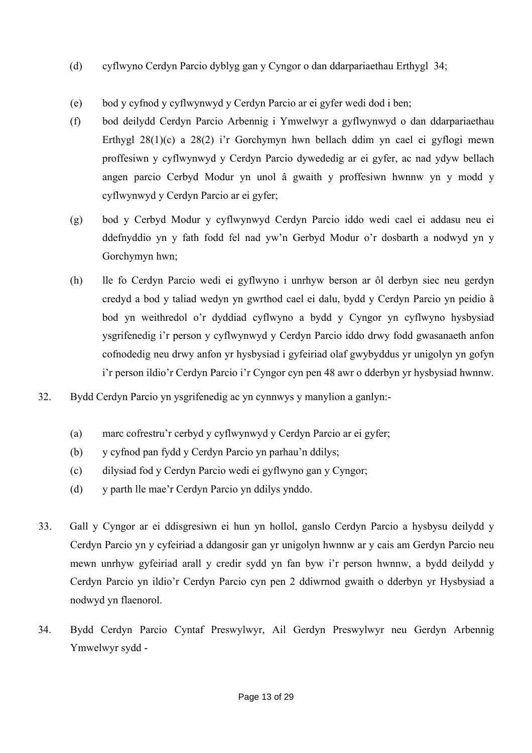(d) cyflwyno Cerdyn Parcio dyblyg gan y Cyngor o dan ddarpariaethau Erthygl 34;

(e) bod y cyfnod y cyflwynwyd y Cerdyn Parcio ar ei gyfer wedi dod i ben;

(f) bod deilydd Cerdyn Parcio Arbennig i Ymwelwyr a gyflwynwyd o dan ddarpariaethau Erthygl 28(1)(c) a 28(2) i'r Gorchymyn hwn bellach ddim yn cael ei gyflogi mewn proffesiwn y cyflwynwyd y Cerdyn Parcio dywededig ar ei gyfer, ac nad ydyw bellach angen parcio Cerbyd Modur yn unol â gwaith y proffesiwn hwnnw yn y modd y cyflwynwyd y Cerdyn Parcio ar ei gyfer;

(g) bod y Cerbyd Modur y cyflwynwyd Cerdyn Parcio iddo wedi cael ei addasu neu ei ddefnyddio yn y fath fodd fel nad yw'n Gerbyd Modur o'r dosbarth a nodwyd yn y Gorchymyn hwn;

(h) lle fo Cerdyn Parcio wedi ei gyflwyno i unrhyw berson ar ôl derbyn siec neu gerdyn credyd a bod y taliad wedyn yn gwrthod cael ei dalu, bydd y Cerdyn Parcio yn peidio â bod yn weithredol o'r dyddiad cyflwyno a bydd y Cyngor yn cyflwyno hysbysiad ysgrifenedig i'r person y cyflwynwyd y Cerdyn Parcio iddo drwy fodd gwasanaeth anfon cofnodedig neu drwy anfon yr hysbysiad i gyfeiriad olaf gwybyddus yr unigolyn yn gofyn i'r person ildio'r Cerdyn Parcio i'r Cyngor cyn pen 48 awr o dderbyn yr hysbysiad hwnnw.

32. Bydd Cerdyn Parcio yn ysgrifenedig ac yn cynnwys y manylion a ganlyn:-

(a) marc cofrestru'r cerbyd y cyflwynwyd y Cerdyn Parcio ar ei gyfer;

(b) y cyfnod pan fydd y Cerdyn Parcio yn parhau'n ddilys;

(c) dilysiad fod y Cerdyn Parcio wedi ei gyflwyno gan y Cyngor;

(d) y parth lle mae'r Cerdyn Parcio yn ddilys ynddo.

33. Gall y Cyngor ar ei ddisgresiwn ei hun yn hollol, ganslo Cerdyn Parcio a hysbysu deilydd y Cerdyn Parcio yn y cyfeiriad a ddangosir gan yr unigolyn hwnnw ar y cais am Gerdyn Parcio neu mewn unrhyw gyfeiriad arall y credir sydd yn fan byw i'r person hwnnw, a bydd deilydd y Cerdyn Parcio yn ildio'r Cerdyn Parcio cyn pen 2 ddiwrnod gwaith o dderbyn yr Hysbysiad a nodwyd yn flaenorol.

34. Bydd Cerdyn Parcio Cyntaf Preswylwyr, Ail Gerdyn Preswylwyr neu Gerdyn Arbennig Ymwelwyr sydd -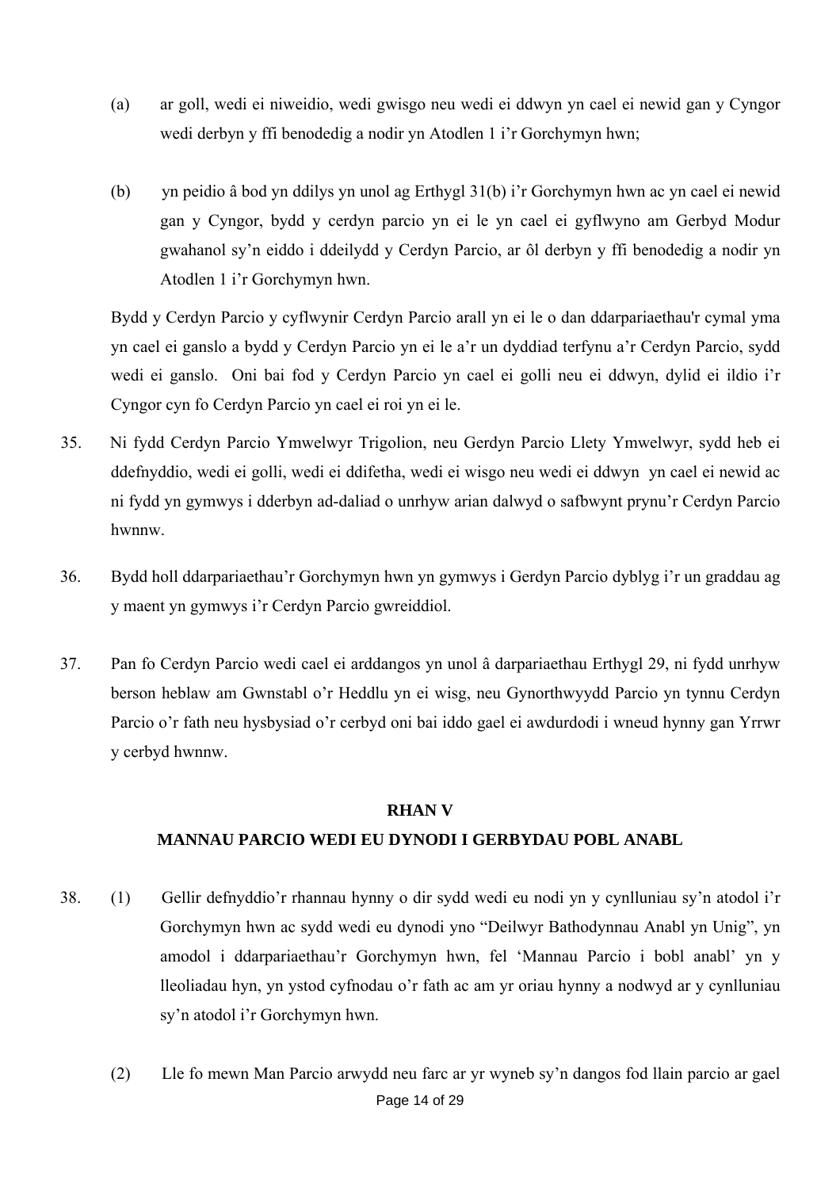(a) ar goll, wedi ei niweidio, wedi gwisgo neu wedi ei ddwyn yn cael ei newid gan y Cyngor wedi derbyn y ffi benodedig a nodir yn Atodlen 1 i'r Gorchymyn hwn;

(b) yn peidio â bod yn ddilys yn unol ag Erthygl 31(b) i'r Gorchymyn hwn ac yn cael ei newid gan y Cyngor, bydd y cerdyn parcio yn ei le yn cael ei gyflwyno am Gerbyd Modur gwahanol sy'n eiddo i ddeilydd y Cerdyn Parcio, ar ôl derbyn y ffi benodedig a nodir yn Atodlen 1 i'r Gorchymyn hwn.

Bydd y Cerdyn Parcio y cyflwynir Cerdyn Parcio arall yn ei le o dan ddarpariaethau'r cymal yma yn cael ei ganslo a bydd y Cerdyn Parcio yn ei le a'r un dyddiad terfynu a'r Cerdyn Parcio, sydd wedi ei ganslo. Oni bai fod y Cerdyn Parcio yn cael ei golli neu ei ddwyn, dylid ei ildio i'r Cyngor cyn fo Cerdyn Parcio yn cael ei roi yn ei le.

35. Ni fydd Cerdyn Parcio Ymwelwyr Trigolion, neu Gerdyn Parcio Llety Ymwelwyr, sydd heb ei ddefnyddio, wedi ei golli, wedi ei ddifetha, wedi ei wisgo neu wedi ei ddwyn yn cael ei newid ac ni fydd yn gymwys i dderbyn ad-daliad o unrhyw arian dalwyd o safbwynt prynu'r Cerdyn Parcio hwnnw.

36. Bydd holl ddarpariaethau'r Gorchymyn hwn yn gymwys i Gerdyn Parcio dyblyg i'r un graddau ag y maent yn gymwys i'r Cerdyn Parcio gwreiddiol.

37. Pan fo Cerdyn Parcio wedi cael ei arddangos yn unol â darpariaethau Erthygl 29, ni fydd unrhyw berson heblaw am Gwnstabl o'r Heddlu yn ei wisg, neu Gynorthwyydd Parcio yn tynnu Cerdyn Parcio o'r fath neu hysbysiad o'r cerbyd oni bai iddo gael ei awdurdodi i wneud hynny gan Yrrwr y cerbyd hwnnw.

## RHAN V

## MANNAU PARCIO WEDI EU DYNODI I GERBYDAU POBL ANABL

38. (1) Gellir defnyddio'r rhannau hynny o dir sydd wedi eu nodi yn y cynlluniau sy'n atodol i'r Gorchymyn hwn ac sydd wedi eu dynodi yno "Deilwyr Bathodynnau Anabl yn Unig", yn amodol i ddarpariaethau'r Gorchymyn hwn, fel 'Mannau Parcio i bobl anabl' yn y lleoliadau hyn, yn ystod cyfnodau o'r fath ac am yr oriau hynny a nodwyd ar y cynlluniau sy'n atodol i'r Gorchymyn hwn.

(2) Lle fo mewn Man Parcio arwydd neu farc ar yr wyneb sy'n dangos fod llain parcio ar gael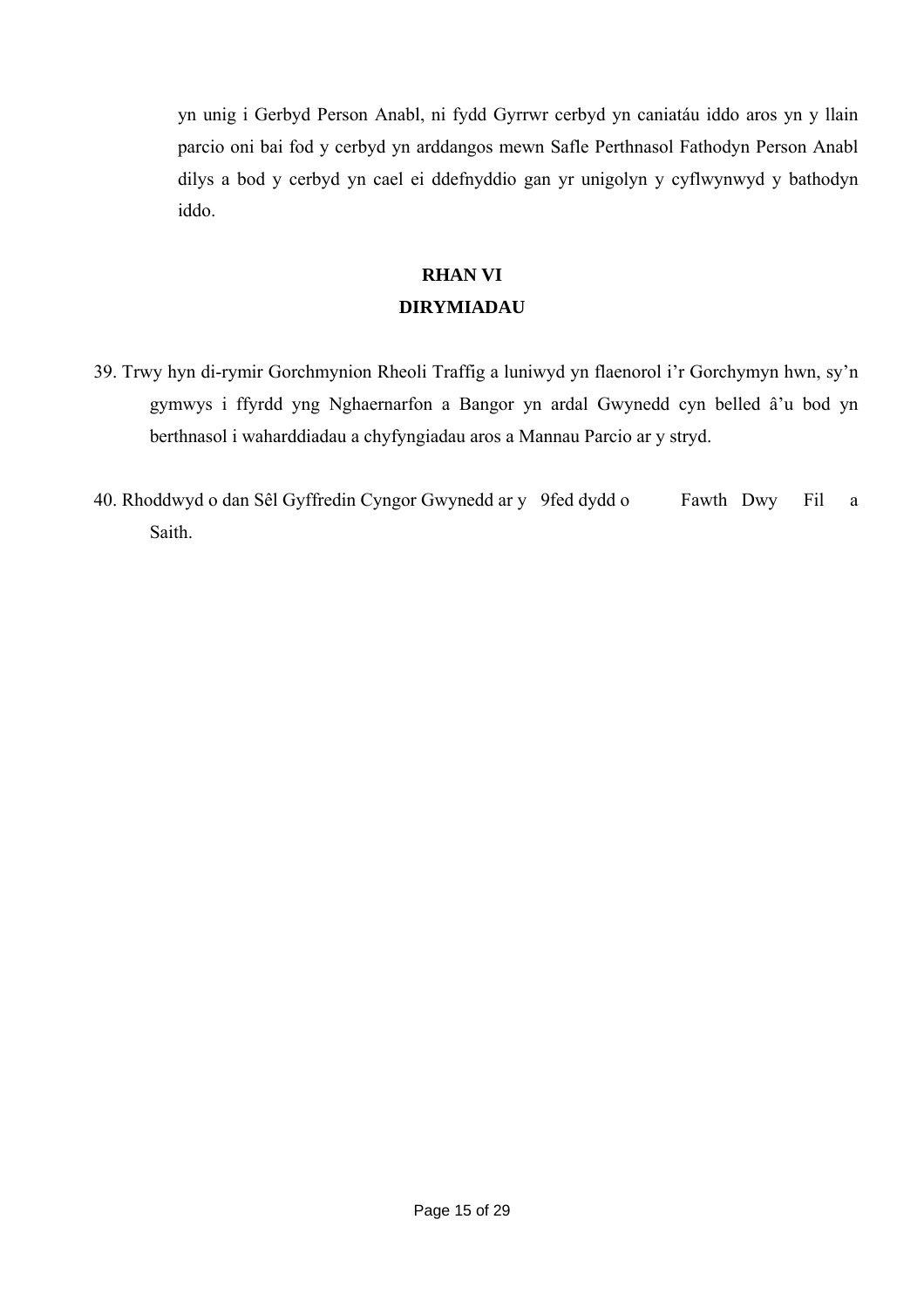yn unig i Gerbyd Person Anabl, ni fydd Gyrrwr cerbyd yn caniatáu iddo aros yn y llain parcio oni bai fod y cerbyd yn arddangos mewn Safle Perthnasol Fathodyn Person Anabl dilys a bod y cerbyd yn cael ei ddefnyddio gan yr unigolyn y cyflwynwyd y bathodyn iddo.

## RHAN VI
## DIRYMIADAU

39. Trwy hyn di-rymir Gorchmynion Rheoli Traffig a luniwyd yn flaenorol i'r Gorchymyn hwn, sy'n gymwys i ffyrdd yng Nghaernarfon a Bangor yn ardal Gwynedd cyn belled â'u bod yn berthnasol i waharddiadau a chyfyngiadau aros a Mannau Parcio ar y stryd.

40. Rhoddwyd o dan Sêl Gyffredin Cyngor Gwynedd ar y 9fed dydd o Fawth Dwy Fil a Saith.